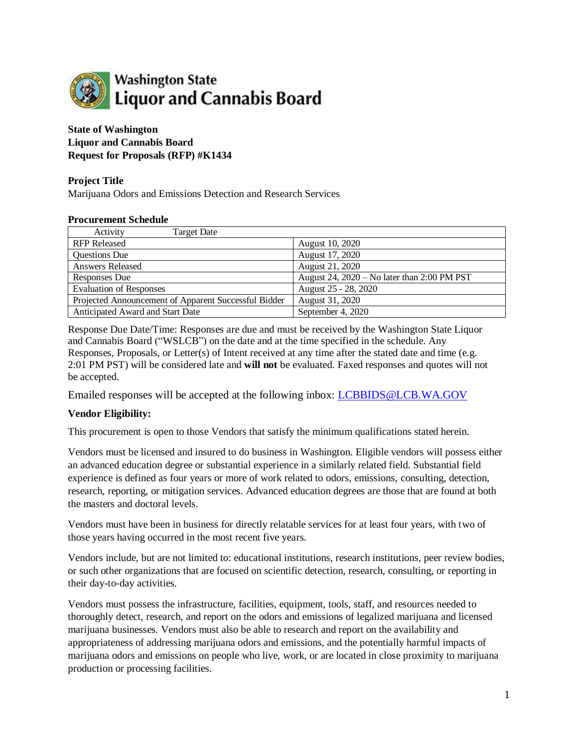Washington State Liquor and Cannabis Board

**State of Washington**
**Liquor and Cannabis Board**
**Request for Proposals (RFP) #K1434**

**Project Title**

Marijuana Odors and Emissions Detection and Research Services

**Procurement Schedule**

| Activity | Target Date |
|---|---|
| RFP Released | August 10, 2020 |
| Questions Due | August 17, 2020 |
| Answers Released | August 21, 2020 |
| Responses Due | August 24, 2020 – No later than 2:00 PM PST |
| Evaluation of Responses | August 25 - 28, 2020 |
| Projected Announcement of Apparent Successful Bidder | August 31, 2020 |
| Anticipated Award and Start Date | September 4, 2020 |

Response Due Date/Time: Responses are due and must be received by the Washington State Liquor and Cannabis Board ("WSLCB") on the date and at the time specified in the schedule. Any Responses, Proposals, or Letter(s) of Intent received at any time after the stated date and time (e.g. 2:01 PM PST) will be considered late and **will not** be evaluated. Faxed responses and quotes will not be accepted.

Emailed responses will be accepted at the following inbox: LCBBIDS@LCB.WA.GOV

**Vendor Eligibility:**

This procurement is open to those Vendors that satisfy the minimum qualifications stated herein.

Vendors must be licensed and insured to do business in Washington. Eligible vendors will possess either an advanced education degree or substantial experience in a similarly related field. Substantial field experience is defined as four years or more of work related to odors, emissions, consulting, detection, research, reporting, or mitigation services. Advanced education degrees are those that are found at both the masters and doctoral levels.

Vendors must have been in business for directly relatable services for at least four years, with two of those years having occurred in the most recent five years.

Vendors include, but are not limited to: educational institutions, research institutions, peer review bodies, or such other organizations that are focused on scientific detection, research, consulting, or reporting in their day-to-day activities.

Vendors must possess the infrastructure, facilities, equipment, tools, staff, and resources needed to thoroughly detect, research, and report on the odors and emissions of legalized marijuana and licensed marijuana businesses. Vendors must also be able to research and report on the availability and appropriateness of addressing marijuana odors and emissions, and the potentially harmful impacts of marijuana odors and emissions on people who live, work, or are located in close proximity to marijuana production or processing facilities.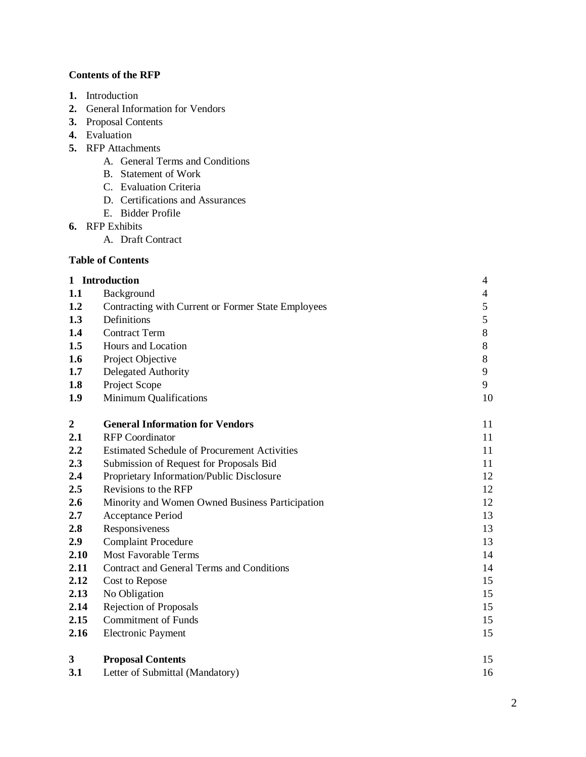**Contents of the RFP**

1. Introduction
2. General Information for Vendors
3. Proposal Contents
4. Evaluation
5. RFP Attachments
    A. General Terms and Conditions
    B. Statement of Work
    C. Evaluation Criteria
    D. Certifications and Assurances
    E. Bidder Profile
6. RFP Exhibits
    A. Draft Contract

**Table of Contents**

| | | |
|---|---|---|
| **1** | **Introduction** | 4 |
| **1.1** | Background | 4 |
| **1.2** | Contracting with Current or Former State Employees | 5 |
| **1.3** | Definitions | 5 |
| **1.4** | Contract Term | 8 |
| **1.5** | Hours and Location | 8 |
| **1.6** | Project Objective | 8 |
| **1.7** | Delegated Authority | 9 |
| **1.8** | Project Scope | 9 |
| **1.9** | Minimum Qualifications | 10 |
| **2** | **General Information for Vendors** | 11 |
| **2.1** | RFP Coordinator | 11 |
| **2.2** | Estimated Schedule of Procurement Activities | 11 |
| **2.3** | Submission of Request for Proposals Bid | 11 |
| **2.4** | Proprietary Information/Public Disclosure | 12 |
| **2.5** | Revisions to the RFP | 12 |
| **2.6** | Minority and Women Owned Business Participation | 12 |
| **2.7** | Acceptance Period | 13 |
| **2.8** | Responsiveness | 13 |
| **2.9** | Complaint Procedure | 13 |
| **2.10** | Most Favorable Terms | 14 |
| **2.11** | Contract and General Terms and Conditions | 14 |
| **2.12** | Cost to Repose | 15 |
| **2.13** | No Obligation | 15 |
| **2.14** | Rejection of Proposals | 15 |
| **2.15** | Commitment of Funds | 15 |
| **2.16** | Electronic Payment | 15 |
| **3** | **Proposal Contents** | 15 |
| **3.1** | Letter of Submittal (Mandatory) | 16 |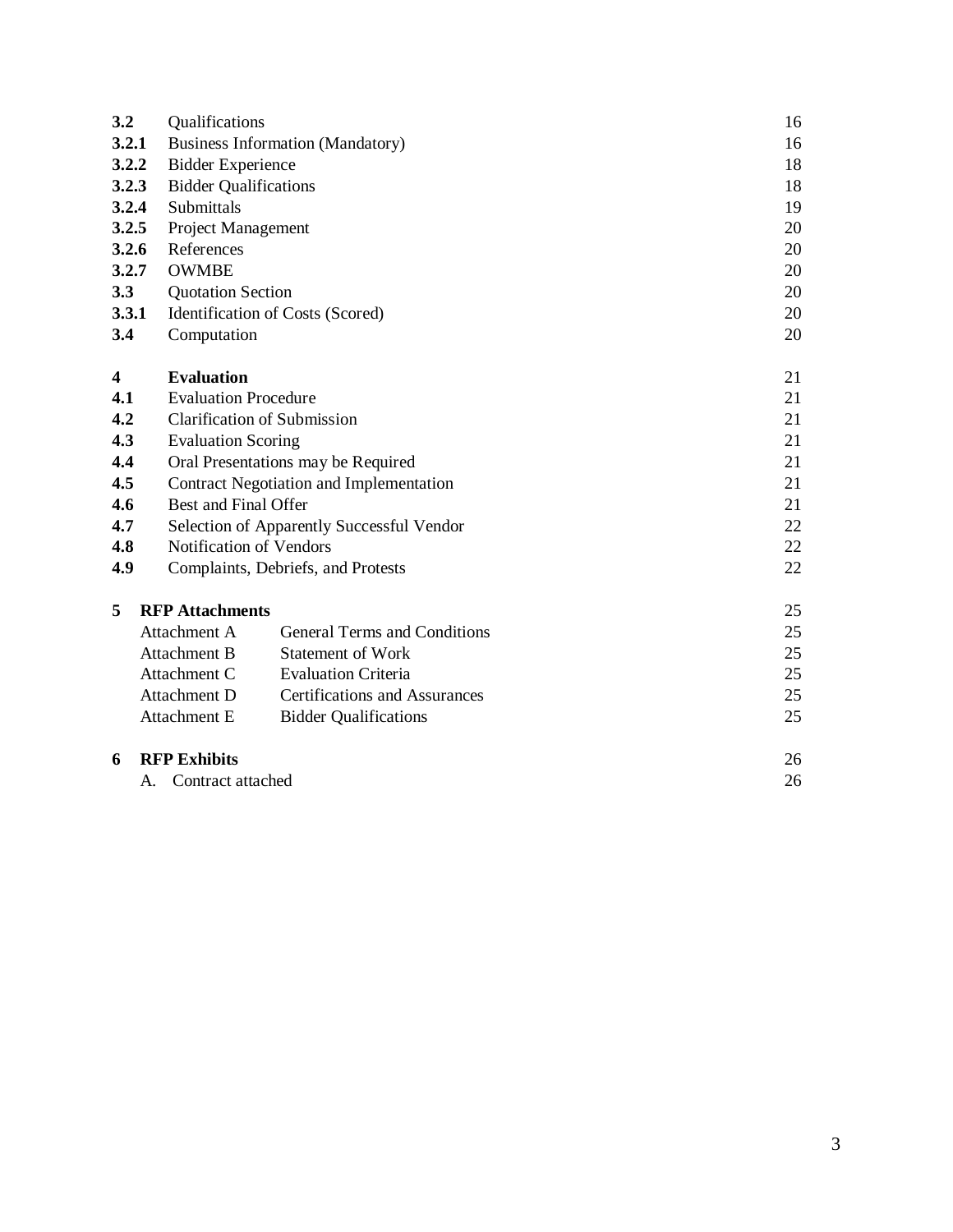| | | |
|---|---|---|
| **3.2** | Qualifications | 16 |
| **3.2.1** | Business Information (Mandatory) | 16 |
| **3.2.2** | Bidder Experience | 18 |
| **3.2.3** | Bidder Qualifications | 18 |
| **3.2.4** | Submittals | 19 |
| **3.2.5** | Project Management | 20 |
| **3.2.6** | References | 20 |
| **3.2.7** | OWMBE | 20 |
| **3.3** | Quotation Section | 20 |
| **3.3.1** | Identification of Costs (Scored) | 20 |
| **3.4** | Computation | 20 |
| | | |
| **4** | **Evaluation** | 21 |
| **4.1** | Evaluation Procedure | 21 |
| **4.2** | Clarification of Submission | 21 |
| **4.3** | Evaluation Scoring | 21 |
| **4.4** | Oral Presentations may be Required | 21 |
| **4.5** | Contract Negotiation and Implementation | 21 |
| **4.6** | Best and Final Offer | 21 |
| **4.7** | Selection of Apparently Successful Vendor | 22 |
| **4.8** | Notification of Vendors | 22 |
| **4.9** | Complaints, Debriefs, and Protests | 22 |
| | | |
| **5** | **RFP Attachments** | 25 |
| | Attachment A — General Terms and Conditions | 25 |
| | Attachment B — Statement of Work | 25 |
| | Attachment C — Evaluation Criteria | 25 |
| | Attachment D — Certifications and Assurances | 25 |
| | Attachment E — Bidder Qualifications | 25 |
| | | |
| **6** | **RFP Exhibits** | 26 |
| | A. Contract attached | 26 |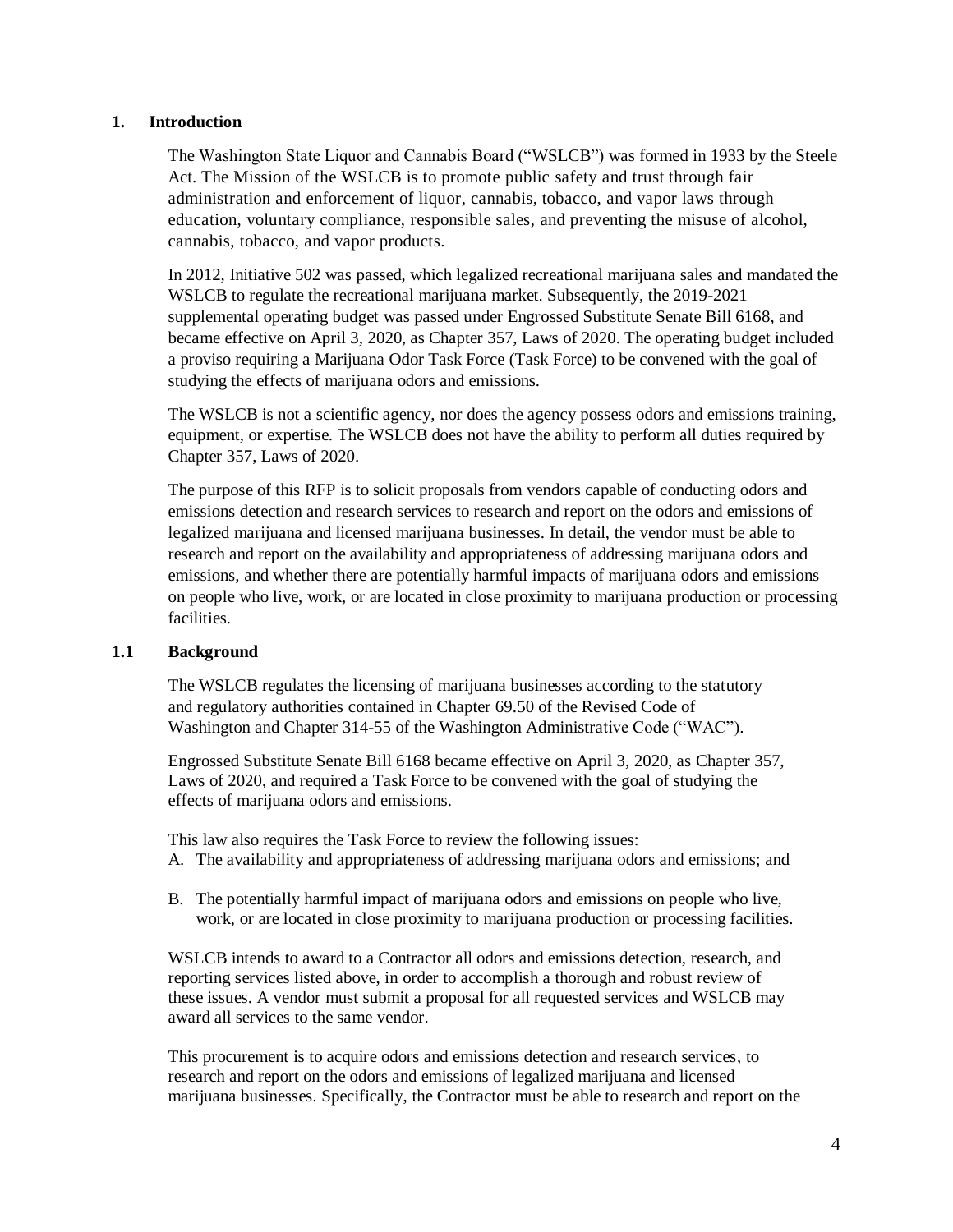## 1. Introduction

The Washington State Liquor and Cannabis Board ("WSLCB") was formed in 1933 by the Steele Act. The Mission of the WSLCB is to promote public safety and trust through fair administration and enforcement of liquor, cannabis, tobacco, and vapor laws through education, voluntary compliance, responsible sales, and preventing the misuse of alcohol, cannabis, tobacco, and vapor products.

In 2012, Initiative 502 was passed, which legalized recreational marijuana sales and mandated the WSLCB to regulate the recreational marijuana market. Subsequently, the 2019-2021 supplemental operating budget was passed under Engrossed Substitute Senate Bill 6168, and became effective on April 3, 2020, as Chapter 357, Laws of 2020. The operating budget included a proviso requiring a Marijuana Odor Task Force (Task Force) to be convened with the goal of studying the effects of marijuana odors and emissions.

The WSLCB is not a scientific agency, nor does the agency possess odors and emissions training, equipment, or expertise. The WSLCB does not have the ability to perform all duties required by Chapter 357, Laws of 2020.

The purpose of this RFP is to solicit proposals from vendors capable of conducting odors and emissions detection and research services to research and report on the odors and emissions of legalized marijuana and licensed marijuana businesses. In detail, the vendor must be able to research and report on the availability and appropriateness of addressing marijuana odors and emissions, and whether there are potentially harmful impacts of marijuana odors and emissions on people who live, work, or are located in close proximity to marijuana production or processing facilities.

### 1.1 Background

The WSLCB regulates the licensing of marijuana businesses according to the statutory and regulatory authorities contained in Chapter 69.50 of the Revised Code of Washington and Chapter 314-55 of the Washington Administrative Code ("WAC").

Engrossed Substitute Senate Bill 6168 became effective on April 3, 2020, as Chapter 357, Laws of 2020, and required a Task Force to be convened with the goal of studying the effects of marijuana odors and emissions.

This law also requires the Task Force to review the following issues:

A. The availability and appropriateness of addressing marijuana odors and emissions; and

B. The potentially harmful impact of marijuana odors and emissions on people who live, work, or are located in close proximity to marijuana production or processing facilities.

WSLCB intends to award to a Contractor all odors and emissions detection, research, and reporting services listed above, in order to accomplish a thorough and robust review of these issues. A vendor must submit a proposal for all requested services and WSLCB may award all services to the same vendor.

This procurement is to acquire odors and emissions detection and research services, to research and report on the odors and emissions of legalized marijuana and licensed marijuana businesses. Specifically, the Contractor must be able to research and report on the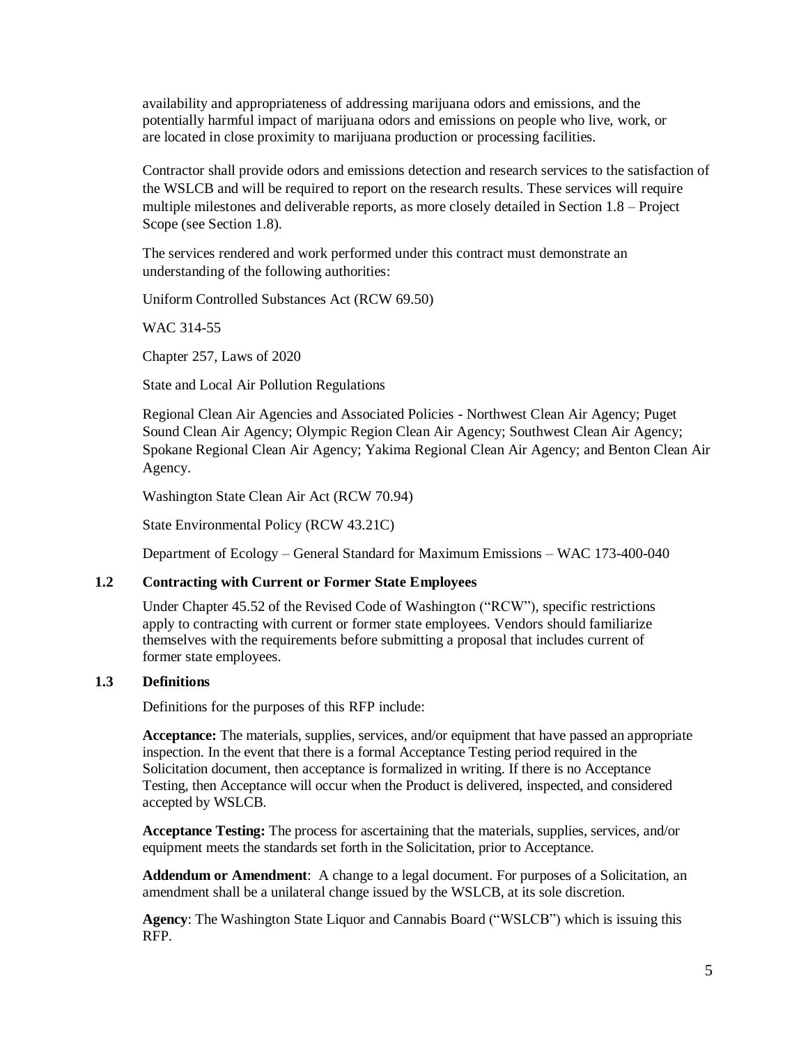availability and appropriateness of addressing marijuana odors and emissions, and the potentially harmful impact of marijuana odors and emissions on people who live, work, or are located in close proximity to marijuana production or processing facilities.

Contractor shall provide odors and emissions detection and research services to the satisfaction of the WSLCB and will be required to report on the research results. These services will require multiple milestones and deliverable reports, as more closely detailed in Section 1.8 – Project Scope (see Section 1.8).

The services rendered and work performed under this contract must demonstrate an understanding of the following authorities:

Uniform Controlled Substances Act (RCW 69.50)

WAC 314-55

Chapter 257, Laws of 2020

State and Local Air Pollution Regulations

Regional Clean Air Agencies and Associated Policies - Northwest Clean Air Agency; Puget Sound Clean Air Agency; Olympic Region Clean Air Agency; Southwest Clean Air Agency; Spokane Regional Clean Air Agency; Yakima Regional Clean Air Agency; and Benton Clean Air Agency.

Washington State Clean Air Act (RCW 70.94)

State Environmental Policy (RCW 43.21C)

Department of Ecology – General Standard for Maximum Emissions – WAC 173-400-040

### 1.2 Contracting with Current or Former State Employees

Under Chapter 45.52 of the Revised Code of Washington ("RCW"), specific restrictions apply to contracting with current or former state employees. Vendors should familiarize themselves with the requirements before submitting a proposal that includes current of former state employees.

### 1.3 Definitions

Definitions for the purposes of this RFP include:

**Acceptance:** The materials, supplies, services, and/or equipment that have passed an appropriate inspection. In the event that there is a formal Acceptance Testing period required in the Solicitation document, then acceptance is formalized in writing. If there is no Acceptance Testing, then Acceptance will occur when the Product is delivered, inspected, and considered accepted by WSLCB.

**Acceptance Testing:** The process for ascertaining that the materials, supplies, services, and/or equipment meets the standards set forth in the Solicitation, prior to Acceptance.

**Addendum or Amendment**: A change to a legal document. For purposes of a Solicitation, an amendment shall be a unilateral change issued by the WSLCB, at its sole discretion.

**Agency**: The Washington State Liquor and Cannabis Board ("WSLCB") which is issuing this RFP.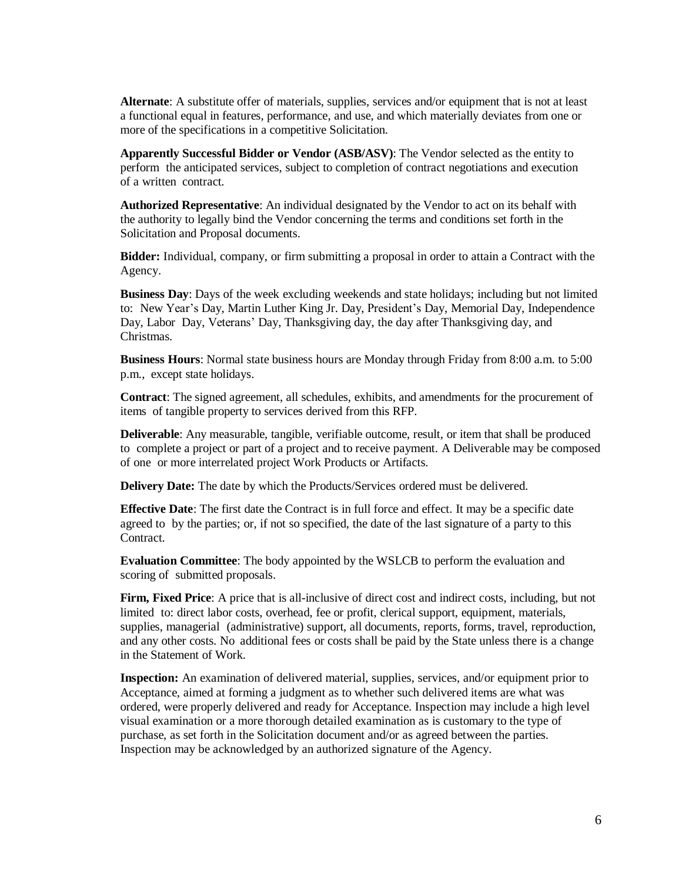**Alternate**: A substitute offer of materials, supplies, services and/or equipment that is not at least a functional equal in features, performance, and use, and which materially deviates from one or more of the specifications in a competitive Solicitation.

**Apparently Successful Bidder or Vendor (ASB/ASV)**: The Vendor selected as the entity to perform the anticipated services, subject to completion of contract negotiations and execution of a written contract.

**Authorized Representative**: An individual designated by the Vendor to act on its behalf with the authority to legally bind the Vendor concerning the terms and conditions set forth in the Solicitation and Proposal documents.

**Bidder:** Individual, company, or firm submitting a proposal in order to attain a Contract with the Agency.

**Business Day**: Days of the week excluding weekends and state holidays; including but not limited to: New Year's Day, Martin Luther King Jr. Day, President's Day, Memorial Day, Independence Day, Labor Day, Veterans' Day, Thanksgiving day, the day after Thanksgiving day, and Christmas.

**Business Hours**: Normal state business hours are Monday through Friday from 8:00 a.m. to 5:00 p.m., except state holidays.

**Contract**: The signed agreement, all schedules, exhibits, and amendments for the procurement of items of tangible property to services derived from this RFP.

**Deliverable**: Any measurable, tangible, verifiable outcome, result, or item that shall be produced to complete a project or part of a project and to receive payment. A Deliverable may be composed of one or more interrelated project Work Products or Artifacts.

**Delivery Date:** The date by which the Products/Services ordered must be delivered.

**Effective Date**: The first date the Contract is in full force and effect. It may be a specific date agreed to by the parties; or, if not so specified, the date of the last signature of a party to this Contract.

**Evaluation Committee**: The body appointed by the WSLCB to perform the evaluation and scoring of submitted proposals.

**Firm, Fixed Price**: A price that is all-inclusive of direct cost and indirect costs, including, but not limited to: direct labor costs, overhead, fee or profit, clerical support, equipment, materials, supplies, managerial (administrative) support, all documents, reports, forms, travel, reproduction, and any other costs. No additional fees or costs shall be paid by the State unless there is a change in the Statement of Work.

**Inspection:** An examination of delivered material, supplies, services, and/or equipment prior to Acceptance, aimed at forming a judgment as to whether such delivered items are what was ordered, were properly delivered and ready for Acceptance. Inspection may include a high level visual examination or a more thorough detailed examination as is customary to the type of purchase, as set forth in the Solicitation document and/or as agreed between the parties. Inspection may be acknowledged by an authorized signature of the Agency.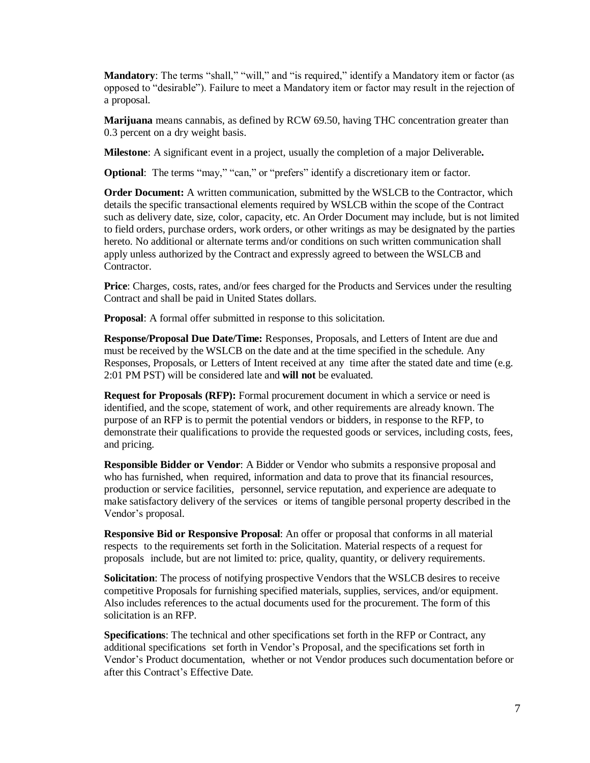**Mandatory**: The terms "shall," "will," and "is required," identify a Mandatory item or factor (as opposed to "desirable"). Failure to meet a Mandatory item or factor may result in the rejection of a proposal.

**Marijuana** means cannabis, as defined by RCW 69.50, having THC concentration greater than 0.3 percent on a dry weight basis.

**Milestone**: A significant event in a project, usually the completion of a major Deliverable**.**

**Optional**: The terms "may," "can," or "prefers" identify a discretionary item or factor.

**Order Document:** A written communication, submitted by the WSLCB to the Contractor, which details the specific transactional elements required by WSLCB within the scope of the Contract such as delivery date, size, color, capacity, etc. An Order Document may include, but is not limited to field orders, purchase orders, work orders, or other writings as may be designated by the parties hereto. No additional or alternate terms and/or conditions on such written communication shall apply unless authorized by the Contract and expressly agreed to between the WSLCB and Contractor.

**Price**: Charges, costs, rates, and/or fees charged for the Products and Services under the resulting Contract and shall be paid in United States dollars.

**Proposal**: A formal offer submitted in response to this solicitation.

**Response/Proposal Due Date/Time:** Responses, Proposals, and Letters of Intent are due and must be received by the WSLCB on the date and at the time specified in the schedule. Any Responses, Proposals, or Letters of Intent received at any time after the stated date and time (e.g. 2:01 PM PST) will be considered late and **will not** be evaluated.

**Request for Proposals (RFP):** Formal procurement document in which a service or need is identified, and the scope, statement of work, and other requirements are already known. The purpose of an RFP is to permit the potential vendors or bidders, in response to the RFP, to demonstrate their qualifications to provide the requested goods or services, including costs, fees, and pricing.

**Responsible Bidder or Vendor**: A Bidder or Vendor who submits a responsive proposal and who has furnished, when required, information and data to prove that its financial resources, production or service facilities, personnel, service reputation, and experience are adequate to make satisfactory delivery of the services or items of tangible personal property described in the Vendor's proposal.

**Responsive Bid or Responsive Proposal**: An offer or proposal that conforms in all material respects to the requirements set forth in the Solicitation. Material respects of a request for proposals include, but are not limited to: price, quality, quantity, or delivery requirements.

**Solicitation**: The process of notifying prospective Vendors that the WSLCB desires to receive competitive Proposals for furnishing specified materials, supplies, services, and/or equipment. Also includes references to the actual documents used for the procurement. The form of this solicitation is an RFP.

**Specifications**: The technical and other specifications set forth in the RFP or Contract, any additional specifications set forth in Vendor's Proposal, and the specifications set forth in Vendor's Product documentation, whether or not Vendor produces such documentation before or after this Contract's Effective Date.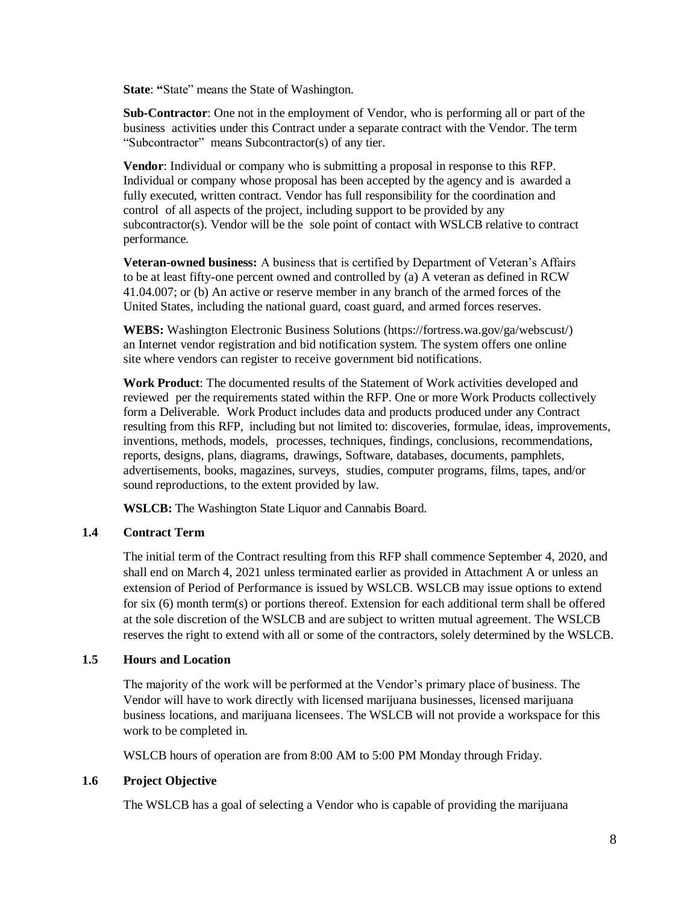**State**: **"**State" means the State of Washington.

**Sub-Contractor**: One not in the employment of Vendor, who is performing all or part of the business activities under this Contract under a separate contract with the Vendor. The term "Subcontractor" means Subcontractor(s) of any tier.

**Vendor**: Individual or company who is submitting a proposal in response to this RFP. Individual or company whose proposal has been accepted by the agency and is awarded a fully executed, written contract. Vendor has full responsibility for the coordination and control of all aspects of the project, including support to be provided by any subcontractor(s). Vendor will be the sole point of contact with WSLCB relative to contract performance.

**Veteran-owned business:** A business that is certified by Department of Veteran's Affairs to be at least fifty-one percent owned and controlled by (a) A veteran as defined in RCW 41.04.007; or (b) An active or reserve member in any branch of the armed forces of the United States, including the national guard, coast guard, and armed forces reserves.

**WEBS:** Washington Electronic Business Solutions (https://fortress.wa.gov/ga/webscust/) an Internet vendor registration and bid notification system. The system offers one online site where vendors can register to receive government bid notifications.

**Work Product**: The documented results of the Statement of Work activities developed and reviewed per the requirements stated within the RFP. One or more Work Products collectively form a Deliverable. Work Product includes data and products produced under any Contract resulting from this RFP, including but not limited to: discoveries, formulae, ideas, improvements, inventions, methods, models, processes, techniques, findings, conclusions, recommendations, reports, designs, plans, diagrams, drawings, Software, databases, documents, pamphlets, advertisements, books, magazines, surveys, studies, computer programs, films, tapes, and/or sound reproductions, to the extent provided by law.

**WSLCB:** The Washington State Liquor and Cannabis Board.

### 1.4 Contract Term

The initial term of the Contract resulting from this RFP shall commence September 4, 2020, and shall end on March 4, 2021 unless terminated earlier as provided in Attachment A or unless an extension of Period of Performance is issued by WSLCB. WSLCB may issue options to extend for six (6) month term(s) or portions thereof. Extension for each additional term shall be offered at the sole discretion of the WSLCB and are subject to written mutual agreement. The WSLCB reserves the right to extend with all or some of the contractors, solely determined by the WSLCB.

### 1.5 Hours and Location

The majority of the work will be performed at the Vendor's primary place of business. The Vendor will have to work directly with licensed marijuana businesses, licensed marijuana business locations, and marijuana licensees. The WSLCB will not provide a workspace for this work to be completed in.

WSLCB hours of operation are from 8:00 AM to 5:00 PM Monday through Friday.

### 1.6 Project Objective

The WSLCB has a goal of selecting a Vendor who is capable of providing the marijuana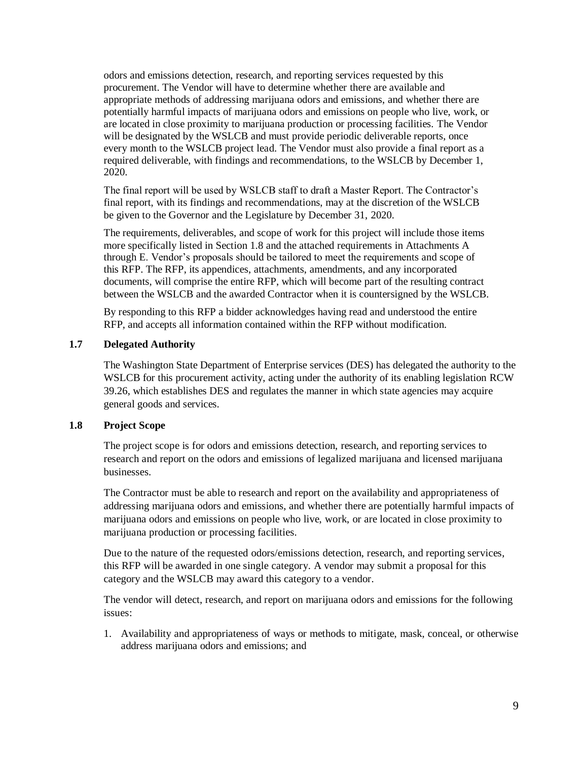odors and emissions detection, research, and reporting services requested by this procurement. The Vendor will have to determine whether there are available and appropriate methods of addressing marijuana odors and emissions, and whether there are potentially harmful impacts of marijuana odors and emissions on people who live, work, or are located in close proximity to marijuana production or processing facilities. The Vendor will be designated by the WSLCB and must provide periodic deliverable reports, once every month to the WSLCB project lead. The Vendor must also provide a final report as a required deliverable, with findings and recommendations, to the WSLCB by December 1, 2020.

The final report will be used by WSLCB staff to draft a Master Report. The Contractor's final report, with its findings and recommendations, may at the discretion of the WSLCB be given to the Governor and the Legislature by December 31, 2020.

The requirements, deliverables, and scope of work for this project will include those items more specifically listed in Section 1.8 and the attached requirements in Attachments A through E. Vendor's proposals should be tailored to meet the requirements and scope of this RFP. The RFP, its appendices, attachments, amendments, and any incorporated documents, will comprise the entire RFP, which will become part of the resulting contract between the WSLCB and the awarded Contractor when it is countersigned by the WSLCB.

By responding to this RFP a bidder acknowledges having read and understood the entire RFP, and accepts all information contained within the RFP without modification.

### 1.7 Delegated Authority

The Washington State Department of Enterprise services (DES) has delegated the authority to the WSLCB for this procurement activity, acting under the authority of its enabling legislation RCW 39.26, which establishes DES and regulates the manner in which state agencies may acquire general goods and services.

### 1.8 Project Scope

The project scope is for odors and emissions detection, research, and reporting services to research and report on the odors and emissions of legalized marijuana and licensed marijuana businesses.

The Contractor must be able to research and report on the availability and appropriateness of addressing marijuana odors and emissions, and whether there are potentially harmful impacts of marijuana odors and emissions on people who live, work, or are located in close proximity to marijuana production or processing facilities.

Due to the nature of the requested odors/emissions detection, research, and reporting services, this RFP will be awarded in one single category. A vendor may submit a proposal for this category and the WSLCB may award this category to a vendor.

The vendor will detect, research, and report on marijuana odors and emissions for the following issues:

1. Availability and appropriateness of ways or methods to mitigate, mask, conceal, or otherwise address marijuana odors and emissions; and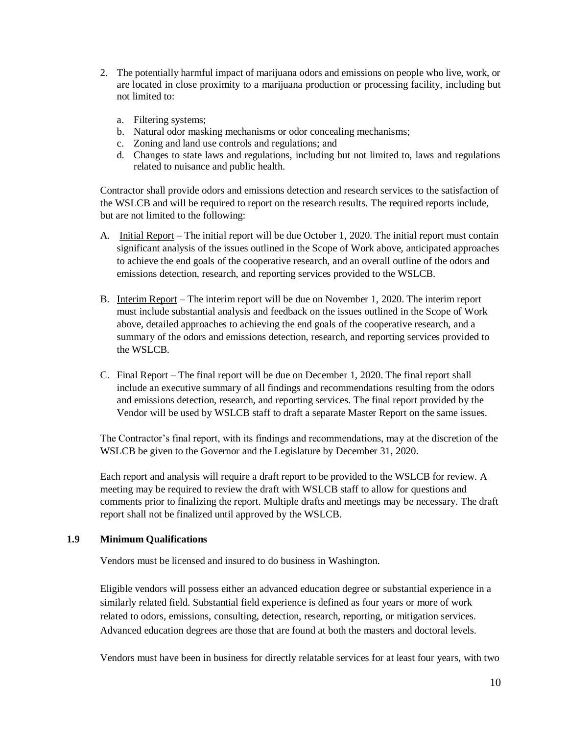2. The potentially harmful impact of marijuana odors and emissions on people who live, work, or are located in close proximity to a marijuana production or processing facility, including but not limited to:

   a. Filtering systems;
   b. Natural odor masking mechanisms or odor concealing mechanisms;
   c. Zoning and land use controls and regulations; and
   d. Changes to state laws and regulations, including but not limited to, laws and regulations related to nuisance and public health.

Contractor shall provide odors and emissions detection and research services to the satisfaction of the WSLCB and will be required to report on the research results. The required reports include, but are not limited to the following:

A. Initial Report – The initial report will be due October 1, 2020. The initial report must contain significant analysis of the issues outlined in the Scope of Work above, anticipated approaches to achieve the end goals of the cooperative research, and an overall outline of the odors and emissions detection, research, and reporting services provided to the WSLCB.

B. Interim Report – The interim report will be due on November 1, 2020. The interim report must include substantial analysis and feedback on the issues outlined in the Scope of Work above, detailed approaches to achieving the end goals of the cooperative research, and a summary of the odors and emissions detection, research, and reporting services provided to the WSLCB.

C. Final Report – The final report will be due on December 1, 2020. The final report shall include an executive summary of all findings and recommendations resulting from the odors and emissions detection, research, and reporting services. The final report provided by the Vendor will be used by WSLCB staff to draft a separate Master Report on the same issues.

The Contractor's final report, with its findings and recommendations, may at the discretion of the WSLCB be given to the Governor and the Legislature by December 31, 2020.

Each report and analysis will require a draft report to be provided to the WSLCB for review. A meeting may be required to review the draft with WSLCB staff to allow for questions and comments prior to finalizing the report. Multiple drafts and meetings may be necessary. The draft report shall not be finalized until approved by the WSLCB.

### 1.9 Minimum Qualifications

Vendors must be licensed and insured to do business in Washington.

Eligible vendors will possess either an advanced education degree or substantial experience in a similarly related field. Substantial field experience is defined as four years or more of work related to odors, emissions, consulting, detection, research, reporting, or mitigation services. Advanced education degrees are those that are found at both the masters and doctoral levels.

Vendors must have been in business for directly relatable services for at least four years, with two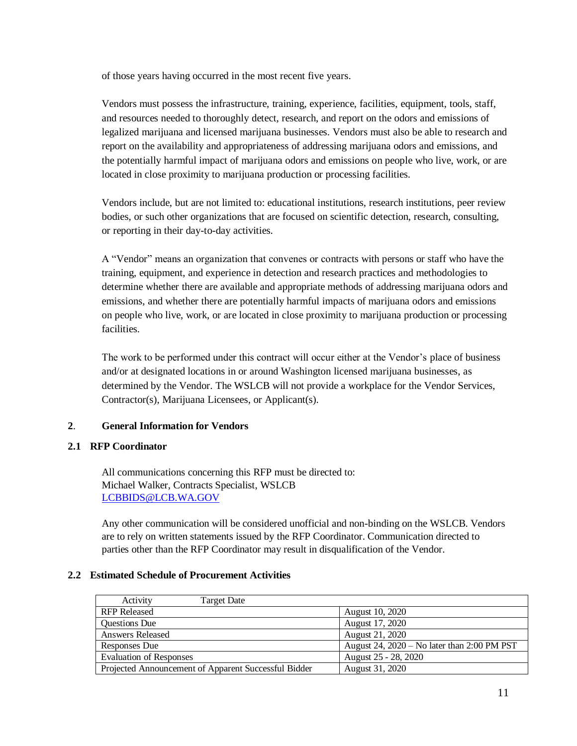of those years having occurred in the most recent five years.

Vendors must possess the infrastructure, training, experience, facilities, equipment, tools, staff, and resources needed to thoroughly detect, research, and report on the odors and emissions of legalized marijuana and licensed marijuana businesses. Vendors must also be able to research and report on the availability and appropriateness of addressing marijuana odors and emissions, and the potentially harmful impact of marijuana odors and emissions on people who live, work, or are located in close proximity to marijuana production or processing facilities.

Vendors include, but are not limited to: educational institutions, research institutions, peer review bodies, or such other organizations that are focused on scientific detection, research, consulting, or reporting in their day-to-day activities.

A "Vendor" means an organization that convenes or contracts with persons or staff who have the training, equipment, and experience in detection and research practices and methodologies to determine whether there are available and appropriate methods of addressing marijuana odors and emissions, and whether there are potentially harmful impacts of marijuana odors and emissions on people who live, work, or are located in close proximity to marijuana production or processing facilities.

The work to be performed under this contract will occur either at the Vendor's place of business and/or at designated locations in or around Washington licensed marijuana businesses, as determined by the Vendor. The WSLCB will not provide a workplace for the Vendor Services, Contractor(s), Marijuana Licensees, or Applicant(s).

## 2. General Information for Vendors

### 2.1 RFP Coordinator

All communications concerning this RFP must be directed to:
Michael Walker, Contracts Specialist, WSLCB
LCBBIDS@LCB.WA.GOV

Any other communication will be considered unofficial and non-binding on the WSLCB. Vendors are to rely on written statements issued by the RFP Coordinator. Communication directed to parties other than the RFP Coordinator may result in disqualification of the Vendor.

### 2.2 Estimated Schedule of Procurement Activities

| Activity | Target Date |
|---|---|
| RFP Released | August 10, 2020 |
| Questions Due | August 17, 2020 |
| Answers Released | August 21, 2020 |
| Responses Due | August 24, 2020 – No later than 2:00 PM PST |
| Evaluation of Responses | August 25 - 28, 2020 |
| Projected Announcement of Apparent Successful Bidder | August 31, 2020 |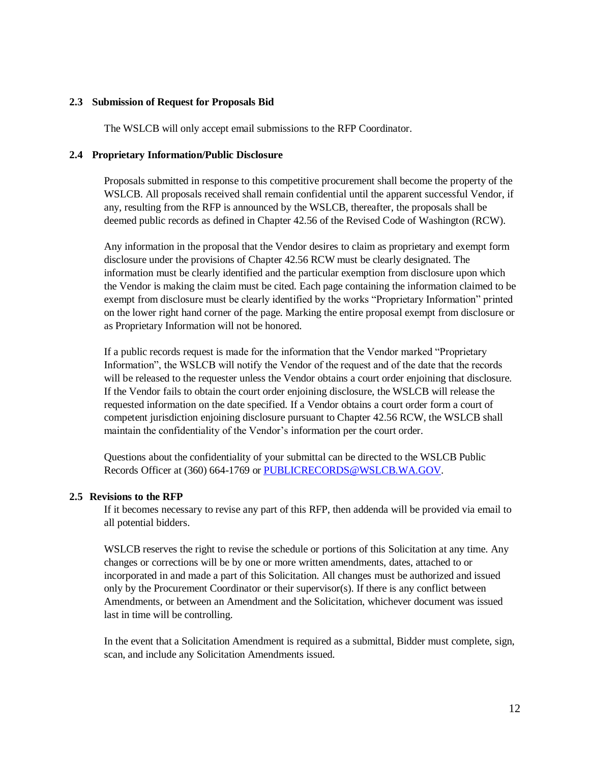### 2.3 Submission of Request for Proposals Bid

The WSLCB will only accept email submissions to the RFP Coordinator.

### 2.4 Proprietary Information/Public Disclosure

Proposals submitted in response to this competitive procurement shall become the property of the WSLCB. All proposals received shall remain confidential until the apparent successful Vendor, if any, resulting from the RFP is announced by the WSLCB, thereafter, the proposals shall be deemed public records as defined in Chapter 42.56 of the Revised Code of Washington (RCW).

Any information in the proposal that the Vendor desires to claim as proprietary and exempt form disclosure under the provisions of Chapter 42.56 RCW must be clearly designated. The information must be clearly identified and the particular exemption from disclosure upon which the Vendor is making the claim must be cited. Each page containing the information claimed to be exempt from disclosure must be clearly identified by the works "Proprietary Information" printed on the lower right hand corner of the page. Marking the entire proposal exempt from disclosure or as Proprietary Information will not be honored.

If a public records request is made for the information that the Vendor marked "Proprietary Information", the WSLCB will notify the Vendor of the request and of the date that the records will be released to the requester unless the Vendor obtains a court order enjoining that disclosure. If the Vendor fails to obtain the court order enjoining disclosure, the WSLCB will release the requested information on the date specified. If a Vendor obtains a court order form a court of competent jurisdiction enjoining disclosure pursuant to Chapter 42.56 RCW, the WSLCB shall maintain the confidentiality of the Vendor's information per the court order.

Questions about the confidentiality of your submittal can be directed to the WSLCB Public Records Officer at (360) 664-1769 or PUBLICRECORDS@WSLCB.WA.GOV.

### 2.5 Revisions to the RFP

If it becomes necessary to revise any part of this RFP, then addenda will be provided via email to all potential bidders.

WSLCB reserves the right to revise the schedule or portions of this Solicitation at any time. Any changes or corrections will be by one or more written amendments, dates, attached to or incorporated in and made a part of this Solicitation. All changes must be authorized and issued only by the Procurement Coordinator or their supervisor(s). If there is any conflict between Amendments, or between an Amendment and the Solicitation, whichever document was issued last in time will be controlling.

In the event that a Solicitation Amendment is required as a submittal, Bidder must complete, sign, scan, and include any Solicitation Amendments issued.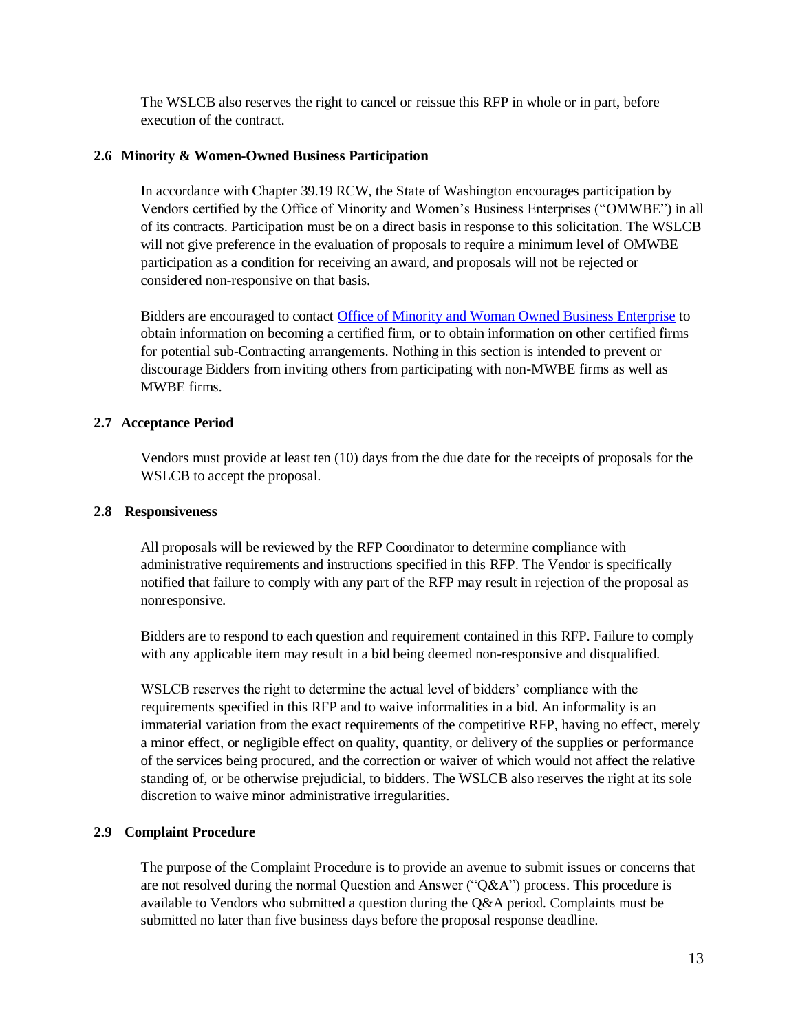The WSLCB also reserves the right to cancel or reissue this RFP in whole or in part, before execution of the contract.

### 2.6 Minority & Women-Owned Business Participation

In accordance with Chapter 39.19 RCW, the State of Washington encourages participation by Vendors certified by the Office of Minority and Women's Business Enterprises ("OMWBE") in all of its contracts. Participation must be on a direct basis in response to this solicitation. The WSLCB will not give preference in the evaluation of proposals to require a minimum level of OMWBE participation as a condition for receiving an award, and proposals will not be rejected or considered non-responsive on that basis.

Bidders are encouraged to contact [Office of Minority and Woman Owned Business Enterprise] to obtain information on becoming a certified firm, or to obtain information on other certified firms for potential sub-Contracting arrangements. Nothing in this section is intended to prevent or discourage Bidders from inviting others from participating with non-MWBE firms as well as MWBE firms.

### 2.7 Acceptance Period

Vendors must provide at least ten (10) days from the due date for the receipts of proposals for the WSLCB to accept the proposal.

### 2.8 Responsiveness

All proposals will be reviewed by the RFP Coordinator to determine compliance with administrative requirements and instructions specified in this RFP. The Vendor is specifically notified that failure to comply with any part of the RFP may result in rejection of the proposal as nonresponsive.

Bidders are to respond to each question and requirement contained in this RFP. Failure to comply with any applicable item may result in a bid being deemed non-responsive and disqualified.

WSLCB reserves the right to determine the actual level of bidders' compliance with the requirements specified in this RFP and to waive informalities in a bid. An informality is an immaterial variation from the exact requirements of the competitive RFP, having no effect, merely a minor effect, or negligible effect on quality, quantity, or delivery of the supplies or performance of the services being procured, and the correction or waiver of which would not affect the relative standing of, or be otherwise prejudicial, to bidders. The WSLCB also reserves the right at its sole discretion to waive minor administrative irregularities.

### 2.9 Complaint Procedure

The purpose of the Complaint Procedure is to provide an avenue to submit issues or concerns that are not resolved during the normal Question and Answer ("Q&A") process. This procedure is available to Vendors who submitted a question during the Q&A period. Complaints must be submitted no later than five business days before the proposal response deadline.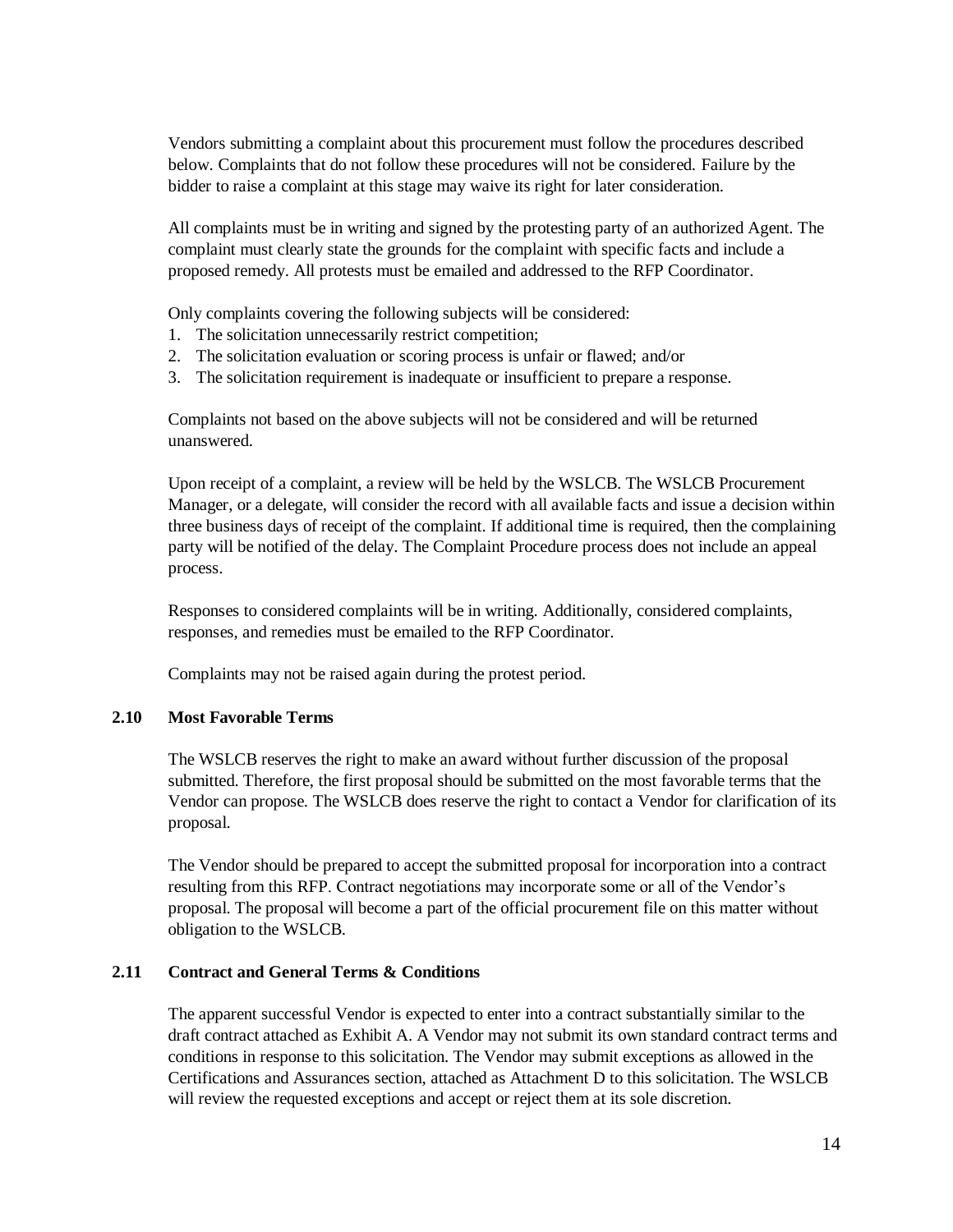Vendors submitting a complaint about this procurement must follow the procedures described below. Complaints that do not follow these procedures will not be considered. Failure by the bidder to raise a complaint at this stage may waive its right for later consideration.

All complaints must be in writing and signed by the protesting party of an authorized Agent. The complaint must clearly state the grounds for the complaint with specific facts and include a proposed remedy. All protests must be emailed and addressed to the RFP Coordinator.

Only complaints covering the following subjects will be considered:

1. The solicitation unnecessarily restrict competition;
2. The solicitation evaluation or scoring process is unfair or flawed; and/or
3. The solicitation requirement is inadequate or insufficient to prepare a response.

Complaints not based on the above subjects will not be considered and will be returned unanswered.

Upon receipt of a complaint, a review will be held by the WSLCB. The WSLCB Procurement Manager, or a delegate, will consider the record with all available facts and issue a decision within three business days of receipt of the complaint. If additional time is required, then the complaining party will be notified of the delay. The Complaint Procedure process does not include an appeal process.

Responses to considered complaints will be in writing. Additionally, considered complaints, responses, and remedies must be emailed to the RFP Coordinator.

Complaints may not be raised again during the protest period.

### 2.10 Most Favorable Terms

The WSLCB reserves the right to make an award without further discussion of the proposal submitted. Therefore, the first proposal should be submitted on the most favorable terms that the Vendor can propose. The WSLCB does reserve the right to contact a Vendor for clarification of its proposal.

The Vendor should be prepared to accept the submitted proposal for incorporation into a contract resulting from this RFP. Contract negotiations may incorporate some or all of the Vendor's proposal. The proposal will become a part of the official procurement file on this matter without obligation to the WSLCB.

### 2.11 Contract and General Terms & Conditions

The apparent successful Vendor is expected to enter into a contract substantially similar to the draft contract attached as Exhibit A. A Vendor may not submit its own standard contract terms and conditions in response to this solicitation. The Vendor may submit exceptions as allowed in the Certifications and Assurances section, attached as Attachment D to this solicitation. The WSLCB will review the requested exceptions and accept or reject them at its sole discretion.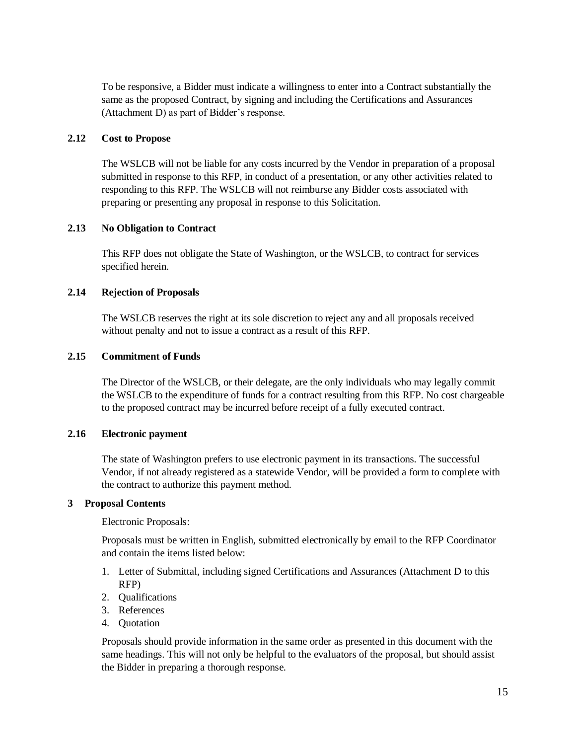To be responsive, a Bidder must indicate a willingness to enter into a Contract substantially the same as the proposed Contract, by signing and including the Certifications and Assurances (Attachment D) as part of Bidder's response.

### 2.12 Cost to Propose

The WSLCB will not be liable for any costs incurred by the Vendor in preparation of a proposal submitted in response to this RFP, in conduct of a presentation, or any other activities related to responding to this RFP. The WSLCB will not reimburse any Bidder costs associated with preparing or presenting any proposal in response to this Solicitation.

### 2.13 No Obligation to Contract

This RFP does not obligate the State of Washington, or the WSLCB, to contract for services specified herein.

### 2.14 Rejection of Proposals

The WSLCB reserves the right at its sole discretion to reject any and all proposals received without penalty and not to issue a contract as a result of this RFP.

### 2.15 Commitment of Funds

The Director of the WSLCB, or their delegate, are the only individuals who may legally commit the WSLCB to the expenditure of funds for a contract resulting from this RFP. No cost chargeable to the proposed contract may be incurred before receipt of a fully executed contract.

### 2.16 Electronic payment

The state of Washington prefers to use electronic payment in its transactions. The successful Vendor, if not already registered as a statewide Vendor, will be provided a form to complete with the contract to authorize this payment method.

## 3 Proposal Contents

Electronic Proposals:

Proposals must be written in English, submitted electronically by email to the RFP Coordinator and contain the items listed below:

1. Letter of Submittal, including signed Certifications and Assurances (Attachment D to this RFP)
2. Qualifications
3. References
4. Quotation

Proposals should provide information in the same order as presented in this document with the same headings. This will not only be helpful to the evaluators of the proposal, but should assist the Bidder in preparing a thorough response.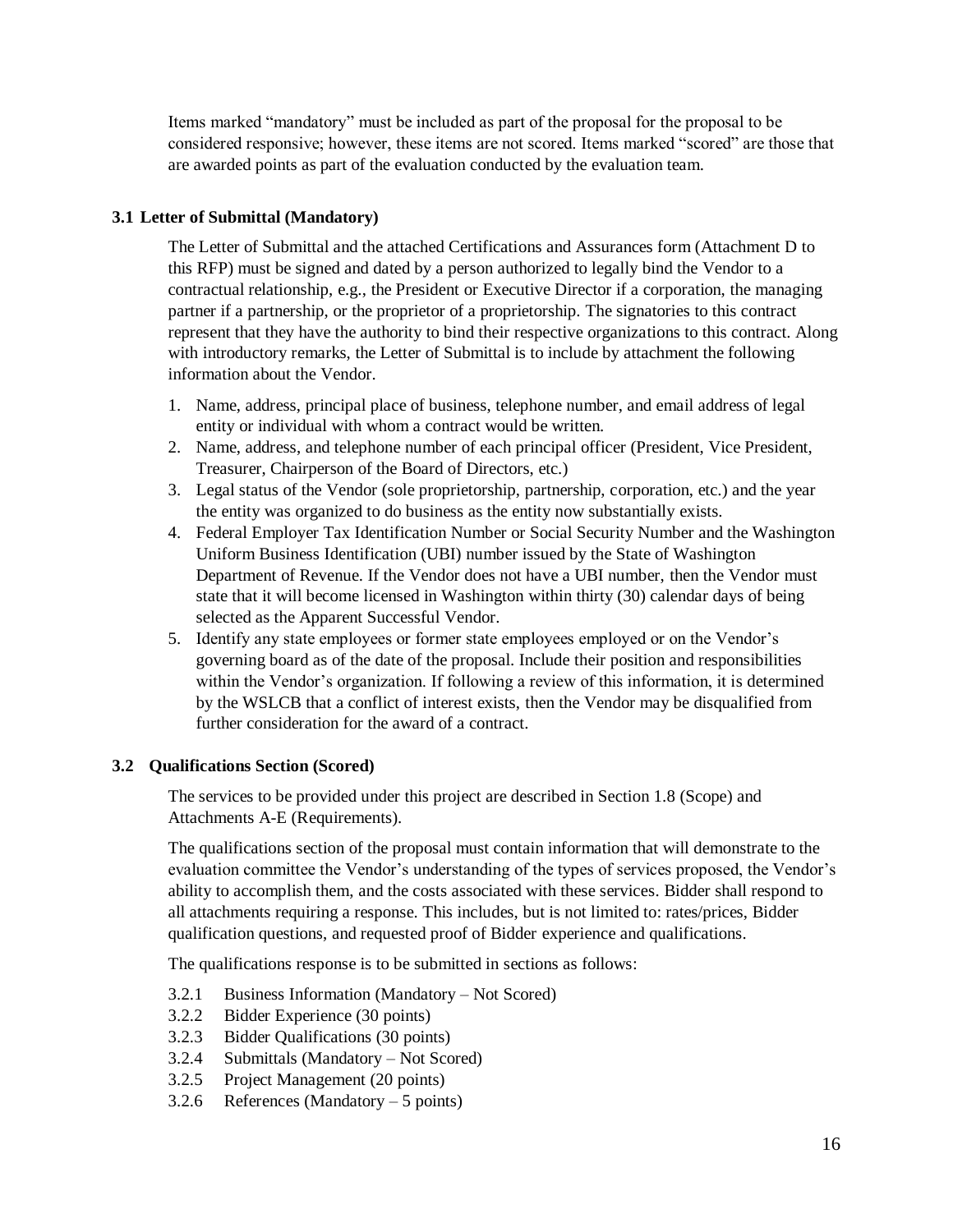Items marked "mandatory" must be included as part of the proposal for the proposal to be considered responsive; however, these items are not scored. Items marked "scored" are those that are awarded points as part of the evaluation conducted by the evaluation team.

### 3.1 Letter of Submittal (Mandatory)

The Letter of Submittal and the attached Certifications and Assurances form (Attachment D to this RFP) must be signed and dated by a person authorized to legally bind the Vendor to a contractual relationship, e.g., the President or Executive Director if a corporation, the managing partner if a partnership, or the proprietor of a proprietorship. The signatories to this contract represent that they have the authority to bind their respective organizations to this contract. Along with introductory remarks, the Letter of Submittal is to include by attachment the following information about the Vendor.

1. Name, address, principal place of business, telephone number, and email address of legal entity or individual with whom a contract would be written.
2. Name, address, and telephone number of each principal officer (President, Vice President, Treasurer, Chairperson of the Board of Directors, etc.)
3. Legal status of the Vendor (sole proprietorship, partnership, corporation, etc.) and the year the entity was organized to do business as the entity now substantially exists.
4. Federal Employer Tax Identification Number or Social Security Number and the Washington Uniform Business Identification (UBI) number issued by the State of Washington Department of Revenue. If the Vendor does not have a UBI number, then the Vendor must state that it will become licensed in Washington within thirty (30) calendar days of being selected as the Apparent Successful Vendor.
5. Identify any state employees or former state employees employed or on the Vendor's governing board as of the date of the proposal. Include their position and responsibilities within the Vendor's organization. If following a review of this information, it is determined by the WSLCB that a conflict of interest exists, then the Vendor may be disqualified from further consideration for the award of a contract.

### 3.2 Qualifications Section (Scored)

The services to be provided under this project are described in Section 1.8 (Scope) and Attachments A-E (Requirements).

The qualifications section of the proposal must contain information that will demonstrate to the evaluation committee the Vendor's understanding of the types of services proposed, the Vendor's ability to accomplish them, and the costs associated with these services. Bidder shall respond to all attachments requiring a response. This includes, but is not limited to: rates/prices, Bidder qualification questions, and requested proof of Bidder experience and qualifications.

The qualifications response is to be submitted in sections as follows:

- 3.2.1 Business Information (Mandatory – Not Scored)
- 3.2.2 Bidder Experience (30 points)
- 3.2.3 Bidder Qualifications (30 points)
- 3.2.4 Submittals (Mandatory – Not Scored)
- 3.2.5 Project Management (20 points)
- 3.2.6 References (Mandatory – 5 points)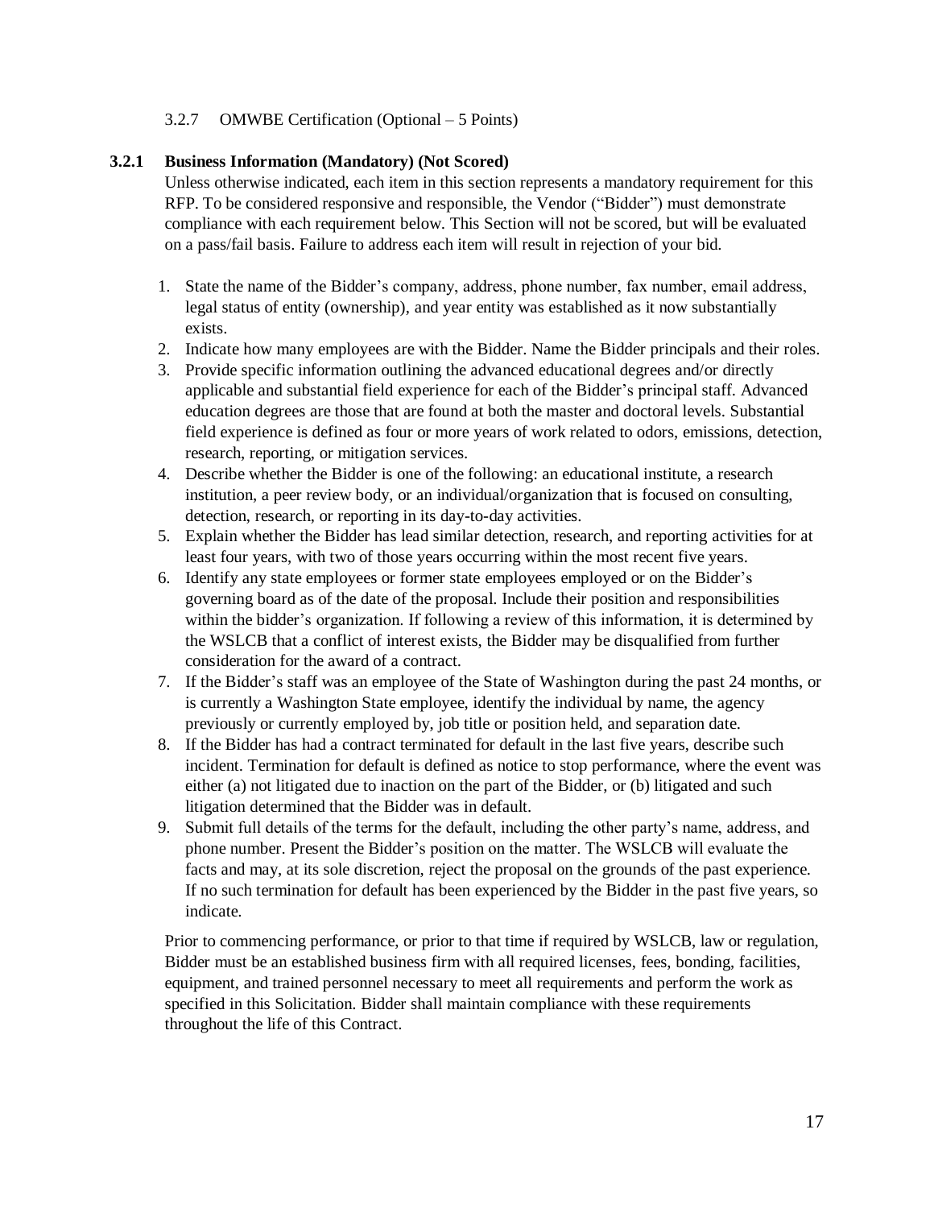3.2.7 OMWBE Certification (Optional – 5 Points)

### 3.2.1 Business Information (Mandatory) (Not Scored)

Unless otherwise indicated, each item in this section represents a mandatory requirement for this RFP. To be considered responsive and responsible, the Vendor ("Bidder") must demonstrate compliance with each requirement below. This Section will not be scored, but will be evaluated on a pass/fail basis. Failure to address each item will result in rejection of your bid.

1. State the name of the Bidder's company, address, phone number, fax number, email address, legal status of entity (ownership), and year entity was established as it now substantially exists.
2. Indicate how many employees are with the Bidder. Name the Bidder principals and their roles.
3. Provide specific information outlining the advanced educational degrees and/or directly applicable and substantial field experience for each of the Bidder's principal staff. Advanced education degrees are those that are found at both the master and doctoral levels. Substantial field experience is defined as four or more years of work related to odors, emissions, detection, research, reporting, or mitigation services.
4. Describe whether the Bidder is one of the following: an educational institute, a research institution, a peer review body, or an individual/organization that is focused on consulting, detection, research, or reporting in its day-to-day activities.
5. Explain whether the Bidder has lead similar detection, research, and reporting activities for at least four years, with two of those years occurring within the most recent five years.
6. Identify any state employees or former state employees employed or on the Bidder's governing board as of the date of the proposal. Include their position and responsibilities within the bidder's organization. If following a review of this information, it is determined by the WSLCB that a conflict of interest exists, the Bidder may be disqualified from further consideration for the award of a contract.
7. If the Bidder's staff was an employee of the State of Washington during the past 24 months, or is currently a Washington State employee, identify the individual by name, the agency previously or currently employed by, job title or position held, and separation date.
8. If the Bidder has had a contract terminated for default in the last five years, describe such incident. Termination for default is defined as notice to stop performance, where the event was either (a) not litigated due to inaction on the part of the Bidder, or (b) litigated and such litigation determined that the Bidder was in default.
9. Submit full details of the terms for the default, including the other party's name, address, and phone number. Present the Bidder's position on the matter. The WSLCB will evaluate the facts and may, at its sole discretion, reject the proposal on the grounds of the past experience. If no such termination for default has been experienced by the Bidder in the past five years, so indicate.

Prior to commencing performance, or prior to that time if required by WSLCB, law or regulation, Bidder must be an established business firm with all required licenses, fees, bonding, facilities, equipment, and trained personnel necessary to meet all requirements and perform the work as specified in this Solicitation. Bidder shall maintain compliance with these requirements throughout the life of this Contract.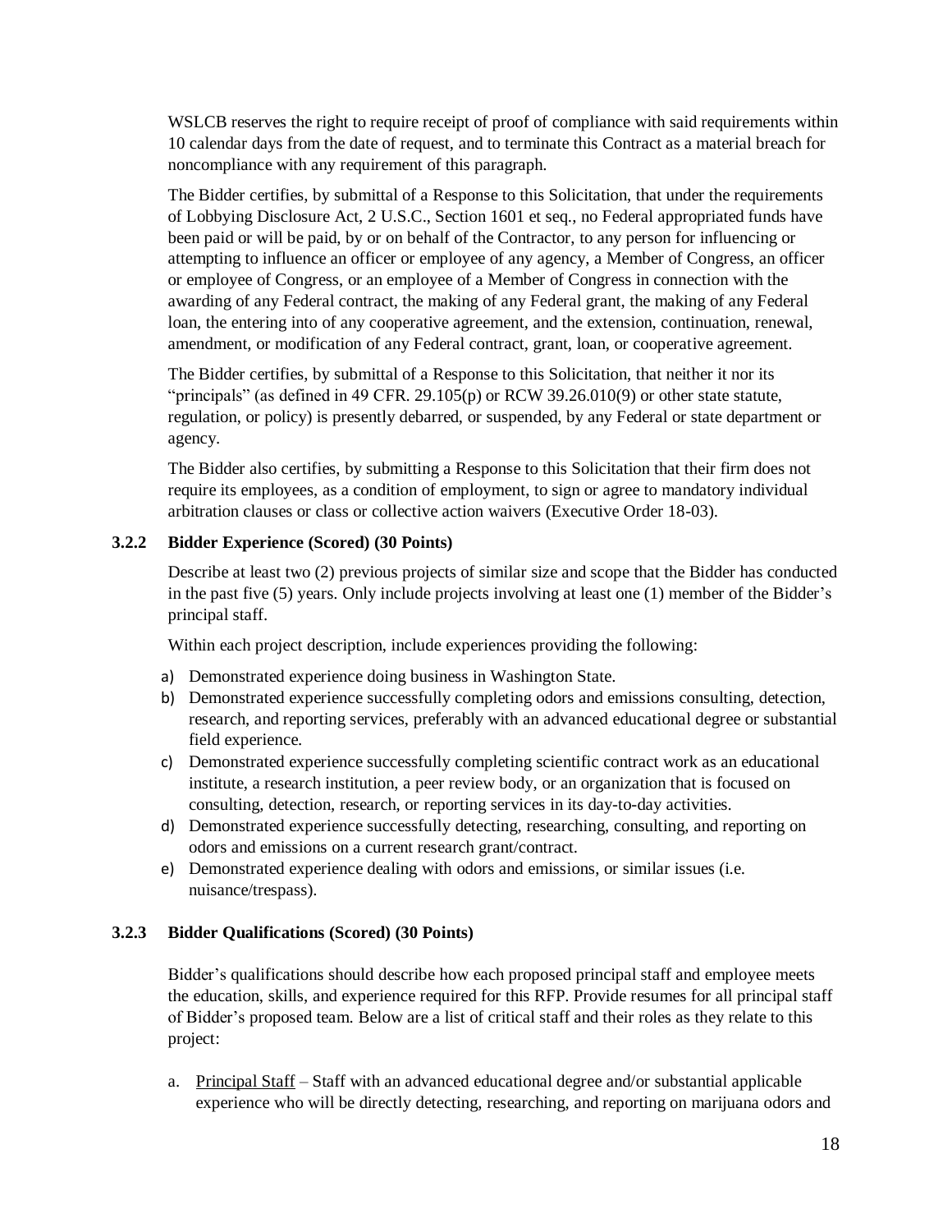WSLCB reserves the right to require receipt of proof of compliance with said requirements within 10 calendar days from the date of request, and to terminate this Contract as a material breach for noncompliance with any requirement of this paragraph.

The Bidder certifies, by submittal of a Response to this Solicitation, that under the requirements of Lobbying Disclosure Act, 2 U.S.C., Section 1601 et seq., no Federal appropriated funds have been paid or will be paid, by or on behalf of the Contractor, to any person for influencing or attempting to influence an officer or employee of any agency, a Member of Congress, an officer or employee of Congress, or an employee of a Member of Congress in connection with the awarding of any Federal contract, the making of any Federal grant, the making of any Federal loan, the entering into of any cooperative agreement, and the extension, continuation, renewal, amendment, or modification of any Federal contract, grant, loan, or cooperative agreement.

The Bidder certifies, by submittal of a Response to this Solicitation, that neither it nor its "principals" (as defined in 49 CFR. 29.105(p) or RCW 39.26.010(9) or other state statute, regulation, or policy) is presently debarred, or suspended, by any Federal or state department or agency.

The Bidder also certifies, by submitting a Response to this Solicitation that their firm does not require its employees, as a condition of employment, to sign or agree to mandatory individual arbitration clauses or class or collective action waivers (Executive Order 18-03).

### 3.2.2 Bidder Experience (Scored) (30 Points)

Describe at least two (2) previous projects of similar size and scope that the Bidder has conducted in the past five (5) years. Only include projects involving at least one (1) member of the Bidder's principal staff.

Within each project description, include experiences providing the following:

a) Demonstrated experience doing business in Washington State.
b) Demonstrated experience successfully completing odors and emissions consulting, detection, research, and reporting services, preferably with an advanced educational degree or substantial field experience.
c) Demonstrated experience successfully completing scientific contract work as an educational institute, a research institution, a peer review body, or an organization that is focused on consulting, detection, research, or reporting services in its day-to-day activities.
d) Demonstrated experience successfully detecting, researching, consulting, and reporting on odors and emissions on a current research grant/contract.
e) Demonstrated experience dealing with odors and emissions, or similar issues (i.e. nuisance/trespass).

### 3.2.3 Bidder Qualifications (Scored) (30 Points)

Bidder's qualifications should describe how each proposed principal staff and employee meets the education, skills, and experience required for this RFP. Provide resumes for all principal staff of Bidder's proposed team. Below are a list of critical staff and their roles as they relate to this project:

a. Principal Staff – Staff with an advanced educational degree and/or substantial applicable experience who will be directly detecting, researching, and reporting on marijuana odors and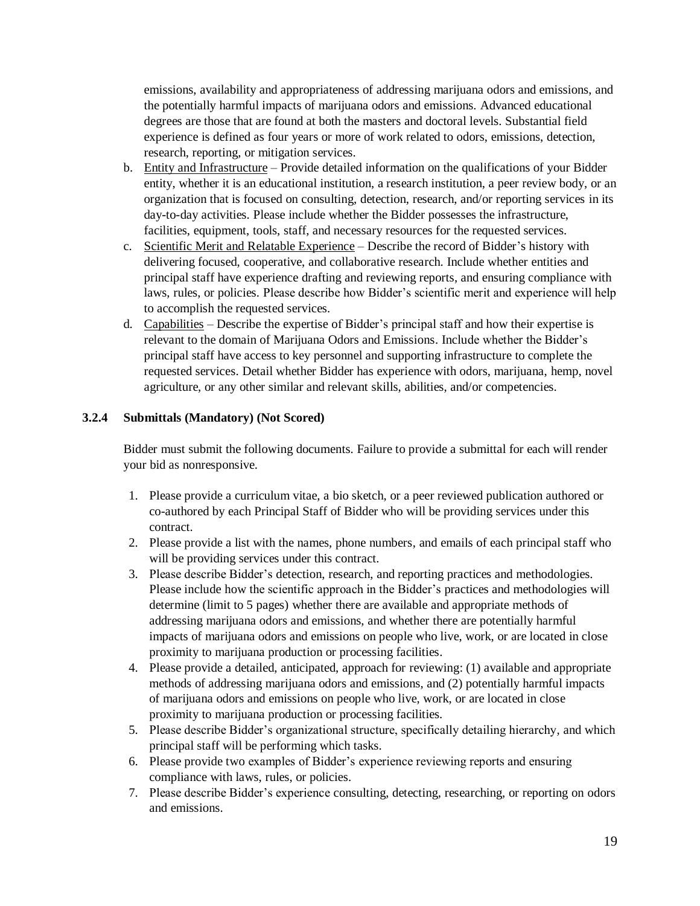emissions, availability and appropriateness of addressing marijuana odors and emissions, and the potentially harmful impacts of marijuana odors and emissions. Advanced educational degrees are those that are found at both the masters and doctoral levels. Substantial field experience is defined as four years or more of work related to odors, emissions, detection, research, reporting, or mitigation services.

b. Entity and Infrastructure – Provide detailed information on the qualifications of your Bidder entity, whether it is an educational institution, a research institution, a peer review body, or an organization that is focused on consulting, detection, research, and/or reporting services in its day-to-day activities. Please include whether the Bidder possesses the infrastructure, facilities, equipment, tools, staff, and necessary resources for the requested services.

c. Scientific Merit and Relatable Experience – Describe the record of Bidder's history with delivering focused, cooperative, and collaborative research. Include whether entities and principal staff have experience drafting and reviewing reports, and ensuring compliance with laws, rules, or policies. Please describe how Bidder's scientific merit and experience will help to accomplish the requested services.

d. Capabilities – Describe the expertise of Bidder's principal staff and how their expertise is relevant to the domain of Marijuana Odors and Emissions. Include whether the Bidder's principal staff have access to key personnel and supporting infrastructure to complete the requested services. Detail whether Bidder has experience with odors, marijuana, hemp, novel agriculture, or any other similar and relevant skills, abilities, and/or competencies.

### 3.2.4 Submittals (Mandatory) (Not Scored)

Bidder must submit the following documents. Failure to provide a submittal for each will render your bid as nonresponsive.

1. Please provide a curriculum vitae, a bio sketch, or a peer reviewed publication authored or co-authored by each Principal Staff of Bidder who will be providing services under this contract.
2. Please provide a list with the names, phone numbers, and emails of each principal staff who will be providing services under this contract.
3. Please describe Bidder's detection, research, and reporting practices and methodologies. Please include how the scientific approach in the Bidder's practices and methodologies will determine (limit to 5 pages) whether there are available and appropriate methods of addressing marijuana odors and emissions, and whether there are potentially harmful impacts of marijuana odors and emissions on people who live, work, or are located in close proximity to marijuana production or processing facilities.
4. Please provide a detailed, anticipated, approach for reviewing: (1) available and appropriate methods of addressing marijuana odors and emissions, and (2) potentially harmful impacts of marijuana odors and emissions on people who live, work, or are located in close proximity to marijuana production or processing facilities.
5. Please describe Bidder's organizational structure, specifically detailing hierarchy, and which principal staff will be performing which tasks.
6. Please provide two examples of Bidder's experience reviewing reports and ensuring compliance with laws, rules, or policies.
7. Please describe Bidder's experience consulting, detecting, researching, or reporting on odors and emissions.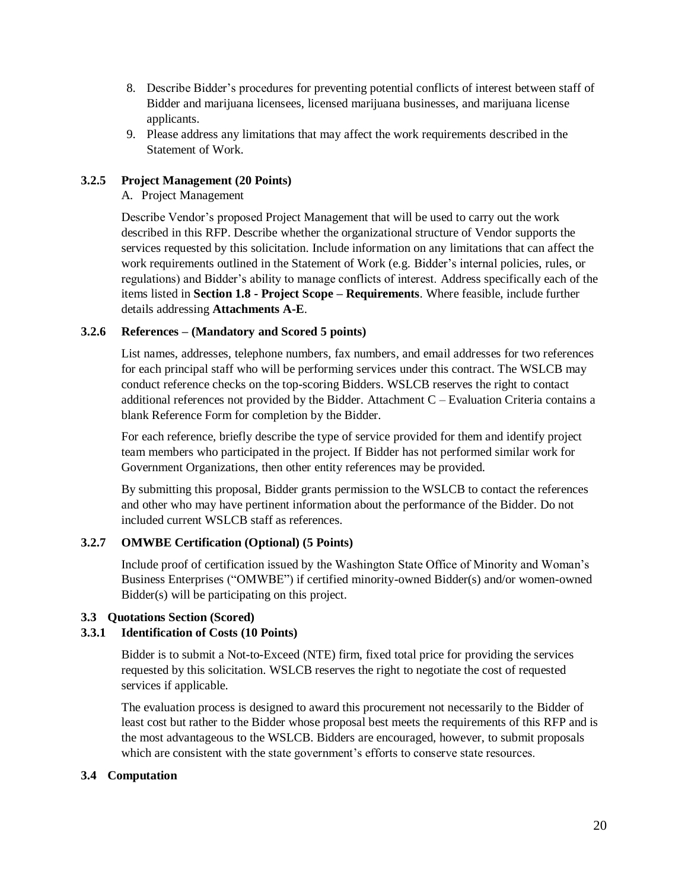8. Describe Bidder's procedures for preventing potential conflicts of interest between staff of Bidder and marijuana licensees, licensed marijuana businesses, and marijuana license applicants.
9. Please address any limitations that may affect the work requirements described in the Statement of Work.

### 3.2.5 Project Management (20 Points)

A. Project Management

Describe Vendor's proposed Project Management that will be used to carry out the work described in this RFP. Describe whether the organizational structure of Vendor supports the services requested by this solicitation. Include information on any limitations that can affect the work requirements outlined in the Statement of Work (e.g. Bidder's internal policies, rules, or regulations) and Bidder's ability to manage conflicts of interest. Address specifically each of the items listed in **Section 1.8 - Project Scope – Requirements**. Where feasible, include further details addressing **Attachments A-E**.

### 3.2.6 References – (Mandatory and Scored 5 points)

List names, addresses, telephone numbers, fax numbers, and email addresses for two references for each principal staff who will be performing services under this contract. The WSLCB may conduct reference checks on the top-scoring Bidders. WSLCB reserves the right to contact additional references not provided by the Bidder. Attachment C – Evaluation Criteria contains a blank Reference Form for completion by the Bidder.

For each reference, briefly describe the type of service provided for them and identify project team members who participated in the project. If Bidder has not performed similar work for Government Organizations, then other entity references may be provided.

By submitting this proposal, Bidder grants permission to the WSLCB to contact the references and other who may have pertinent information about the performance of the Bidder. Do not included current WSLCB staff as references.

### 3.2.7 OMWBE Certification (Optional) (5 Points)

Include proof of certification issued by the Washington State Office of Minority and Woman's Business Enterprises ("OMWBE") if certified minority-owned Bidder(s) and/or women-owned Bidder(s) will be participating on this project.

## 3.3 Quotations Section (Scored)

### 3.3.1 Identification of Costs (10 Points)

Bidder is to submit a Not-to-Exceed (NTE) firm, fixed total price for providing the services requested by this solicitation. WSLCB reserves the right to negotiate the cost of requested services if applicable.

The evaluation process is designed to award this procurement not necessarily to the Bidder of least cost but rather to the Bidder whose proposal best meets the requirements of this RFP and is the most advantageous to the WSLCB. Bidders are encouraged, however, to submit proposals which are consistent with the state government's efforts to conserve state resources.

## 3.4 Computation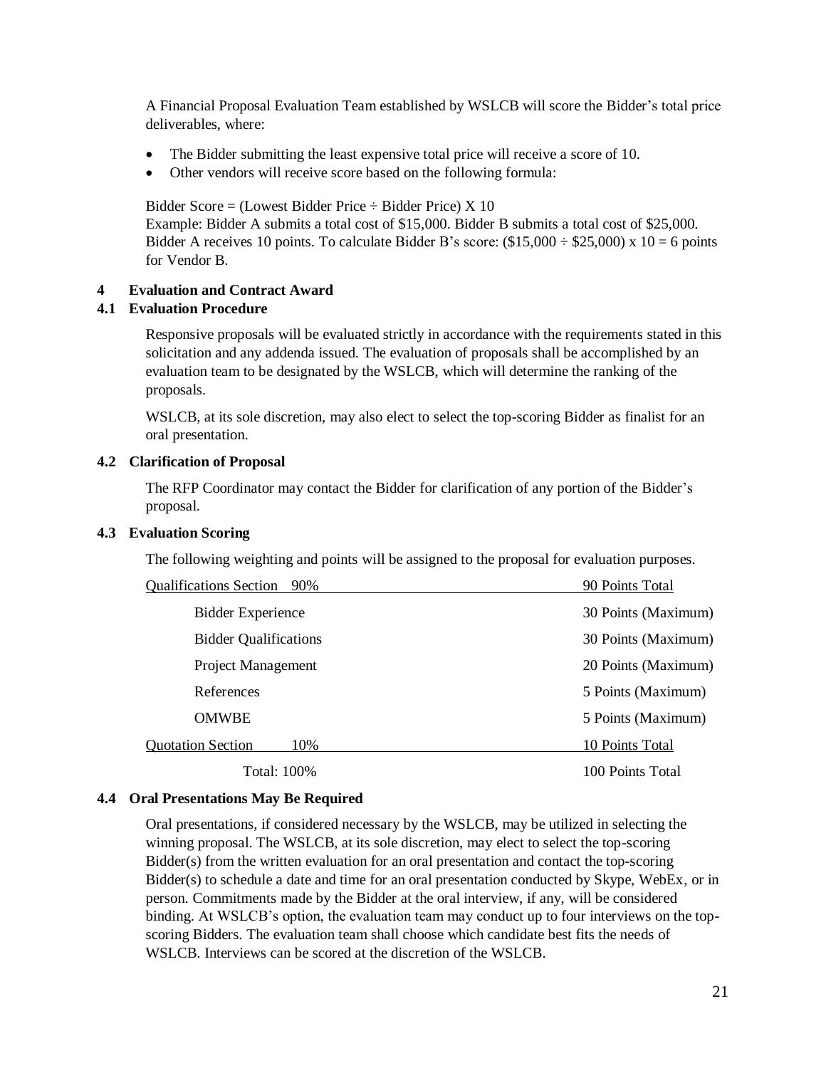A Financial Proposal Evaluation Team established by WSLCB will score the Bidder's total price deliverables, where:

- The Bidder submitting the least expensive total price will receive a score of 10.
- Other vendors will receive score based on the following formula:

Bidder Score = (Lowest Bidder Price ÷ Bidder Price) X 10
Example: Bidder A submits a total cost of $15,000. Bidder B submits a total cost of $25,000. Bidder A receives 10 points. To calculate Bidder B's score: ($15,000 ÷ $25,000) x 10 = 6 points for Vendor B.

# 4 Evaluation and Contract Award

## 4.1 Evaluation Procedure

Responsive proposals will be evaluated strictly in accordance with the requirements stated in this solicitation and any addenda issued. The evaluation of proposals shall be accomplished by an evaluation team to be designated by the WSLCB, which will determine the ranking of the proposals.

WSLCB, at its sole discretion, may also elect to select the top-scoring Bidder as finalist for an oral presentation.

## 4.2 Clarification of Proposal

The RFP Coordinator may contact the Bidder for clarification of any portion of the Bidder's proposal.

## 4.3 Evaluation Scoring

The following weighting and points will be assigned to the proposal for evaluation purposes.

| Section | Points |
|---|---|
| Qualifications Section 90% | 90 Points Total |
| Bidder Experience | 30 Points (Maximum) |
| Bidder Qualifications | 30 Points (Maximum) |
| Project Management | 20 Points (Maximum) |
| References | 5 Points (Maximum) |
| OMWBE | 5 Points (Maximum) |
| Quotation Section 10% | 10 Points Total |
| Total: 100% | 100 Points Total |

## 4.4 Oral Presentations May Be Required

Oral presentations, if considered necessary by the WSLCB, may be utilized in selecting the winning proposal. The WSLCB, at its sole discretion, may elect to select the top-scoring Bidder(s) from the written evaluation for an oral presentation and contact the top-scoring Bidder(s) to schedule a date and time for an oral presentation conducted by Skype, WebEx, or in person. Commitments made by the Bidder at the oral interview, if any, will be considered binding. At WSLCB's option, the evaluation team may conduct up to four interviews on the top-scoring Bidders. The evaluation team shall choose which candidate best fits the needs of WSLCB. Interviews can be scored at the discretion of the WSLCB.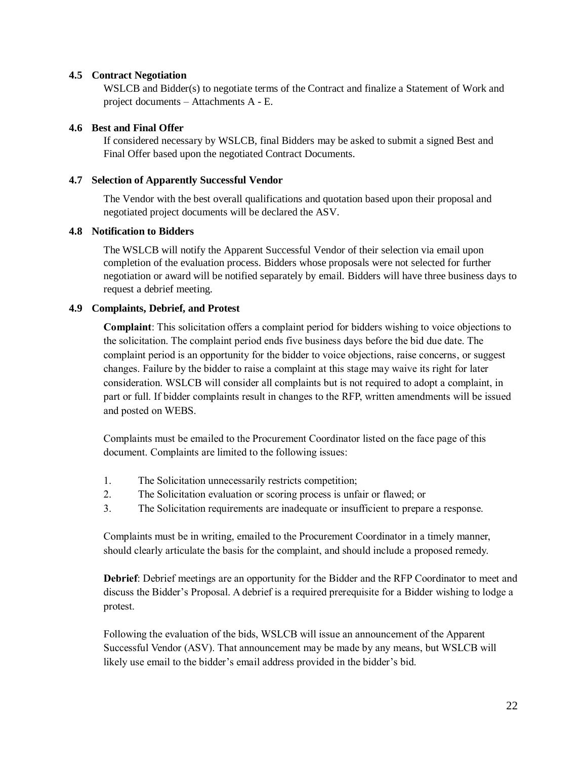### 4.5 Contract Negotiation

WSLCB and Bidder(s) to negotiate terms of the Contract and finalize a Statement of Work and project documents – Attachments A - E.

### 4.6 Best and Final Offer

If considered necessary by WSLCB, final Bidders may be asked to submit a signed Best and Final Offer based upon the negotiated Contract Documents.

### 4.7 Selection of Apparently Successful Vendor

The Vendor with the best overall qualifications and quotation based upon their proposal and negotiated project documents will be declared the ASV.

### 4.8 Notification to Bidders

The WSLCB will notify the Apparent Successful Vendor of their selection via email upon completion of the evaluation process. Bidders whose proposals were not selected for further negotiation or award will be notified separately by email. Bidders will have three business days to request a debrief meeting.

### 4.9 Complaints, Debrief, and Protest

**Complaint**: This solicitation offers a complaint period for bidders wishing to voice objections to the solicitation. The complaint period ends five business days before the bid due date. The complaint period is an opportunity for the bidder to voice objections, raise concerns, or suggest changes. Failure by the bidder to raise a complaint at this stage may waive its right for later consideration. WSLCB will consider all complaints but is not required to adopt a complaint, in part or full. If bidder complaints result in changes to the RFP, written amendments will be issued and posted on WEBS.

Complaints must be emailed to the Procurement Coordinator listed on the face page of this document. Complaints are limited to the following issues:

1. The Solicitation unnecessarily restricts competition;
2. The Solicitation evaluation or scoring process is unfair or flawed; or
3. The Solicitation requirements are inadequate or insufficient to prepare a response.

Complaints must be in writing, emailed to the Procurement Coordinator in a timely manner, should clearly articulate the basis for the complaint, and should include a proposed remedy.

**Debrief**: Debrief meetings are an opportunity for the Bidder and the RFP Coordinator to meet and discuss the Bidder's Proposal. A debrief is a required prerequisite for a Bidder wishing to lodge a protest.

Following the evaluation of the bids, WSLCB will issue an announcement of the Apparent Successful Vendor (ASV). That announcement may be made by any means, but WSLCB will likely use email to the bidder's email address provided in the bidder's bid.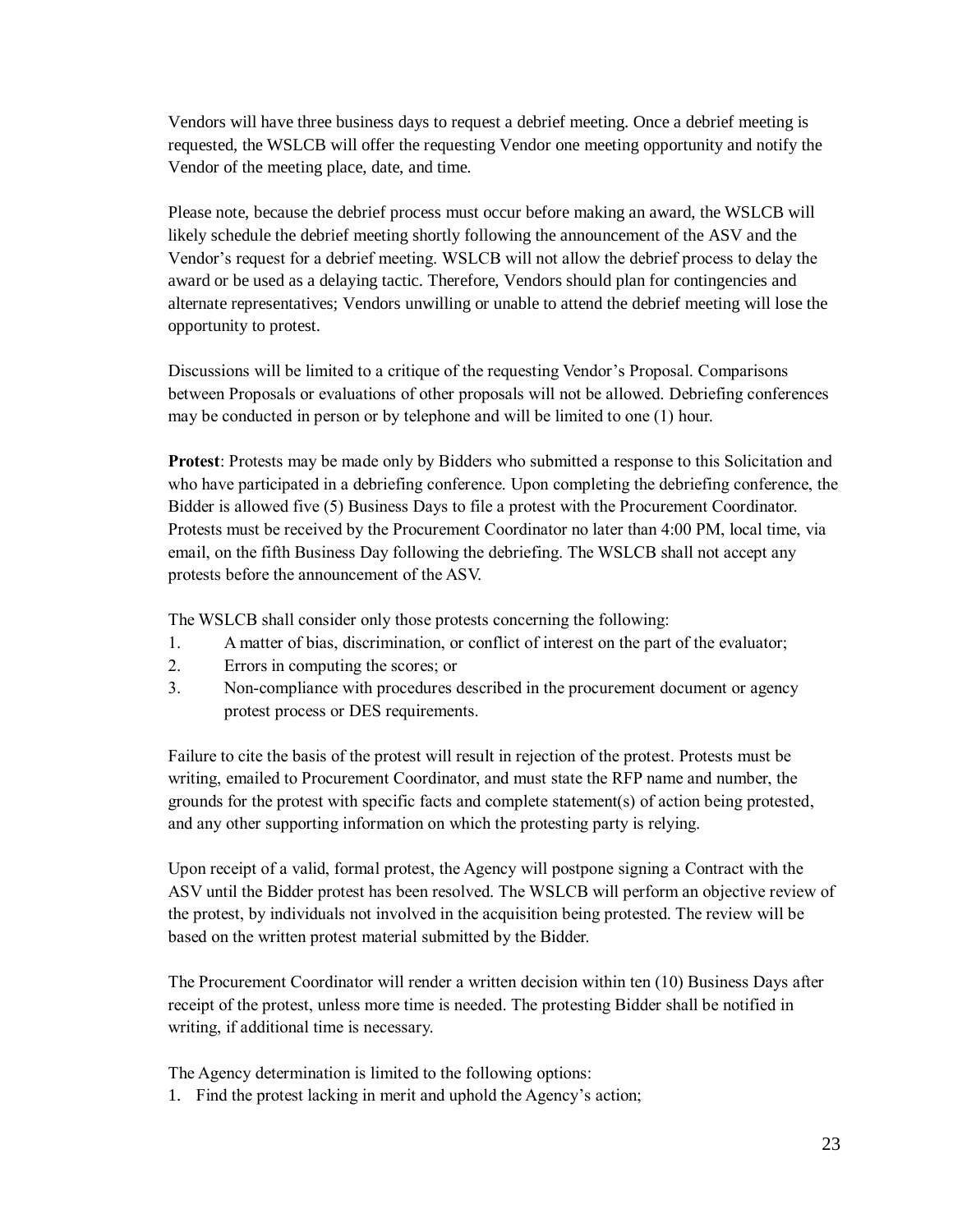Vendors will have three business days to request a debrief meeting. Once a debrief meeting is requested, the WSLCB will offer the requesting Vendor one meeting opportunity and notify the Vendor of the meeting place, date, and time.

Please note, because the debrief process must occur before making an award, the WSLCB will likely schedule the debrief meeting shortly following the announcement of the ASV and the Vendor's request for a debrief meeting. WSLCB will not allow the debrief process to delay the award or be used as a delaying tactic. Therefore, Vendors should plan for contingencies and alternate representatives; Vendors unwilling or unable to attend the debrief meeting will lose the opportunity to protest.

Discussions will be limited to a critique of the requesting Vendor's Proposal. Comparisons between Proposals or evaluations of other proposals will not be allowed. Debriefing conferences may be conducted in person or by telephone and will be limited to one (1) hour.

**Protest**: Protests may be made only by Bidders who submitted a response to this Solicitation and who have participated in a debriefing conference. Upon completing the debriefing conference, the Bidder is allowed five (5) Business Days to file a protest with the Procurement Coordinator. Protests must be received by the Procurement Coordinator no later than 4:00 PM, local time, via email, on the fifth Business Day following the debriefing. The WSLCB shall not accept any protests before the announcement of the ASV.

The WSLCB shall consider only those protests concerning the following:

1. A matter of bias, discrimination, or conflict of interest on the part of the evaluator;
2. Errors in computing the scores; or
3. Non-compliance with procedures described in the procurement document or agency protest process or DES requirements.

Failure to cite the basis of the protest will result in rejection of the protest. Protests must be writing, emailed to Procurement Coordinator, and must state the RFP name and number, the grounds for the protest with specific facts and complete statement(s) of action being protested, and any other supporting information on which the protesting party is relying.

Upon receipt of a valid, formal protest, the Agency will postpone signing a Contract with the ASV until the Bidder protest has been resolved. The WSLCB will perform an objective review of the protest, by individuals not involved in the acquisition being protested. The review will be based on the written protest material submitted by the Bidder.

The Procurement Coordinator will render a written decision within ten (10) Business Days after receipt of the protest, unless more time is needed. The protesting Bidder shall be notified in writing, if additional time is necessary.

The Agency determination is limited to the following options:

1. Find the protest lacking in merit and uphold the Agency's action;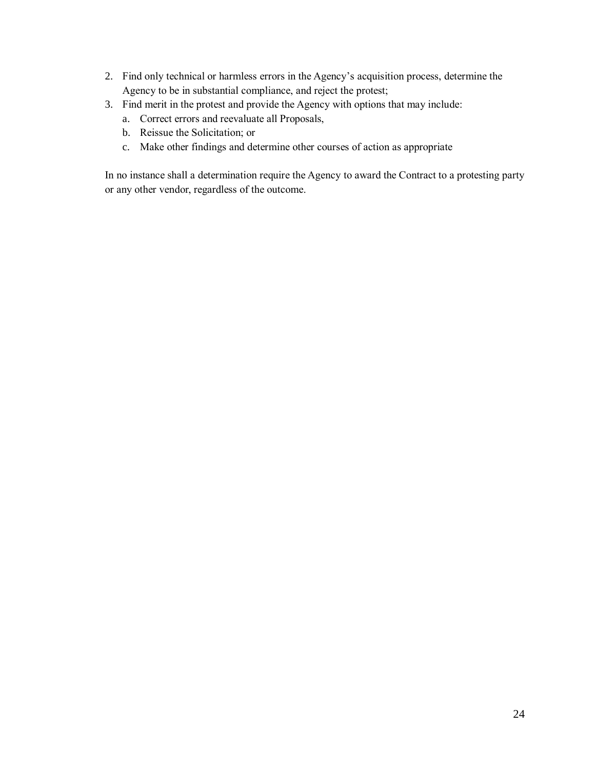2. Find only technical or harmless errors in the Agency's acquisition process, determine the Agency to be in substantial compliance, and reject the protest;
3. Find merit in the protest and provide the Agency with options that may include:
   a. Correct errors and reevaluate all Proposals,
   b. Reissue the Solicitation; or
   c. Make other findings and determine other courses of action as appropriate

In no instance shall a determination require the Agency to award the Contract to a protesting party or any other vendor, regardless of the outcome.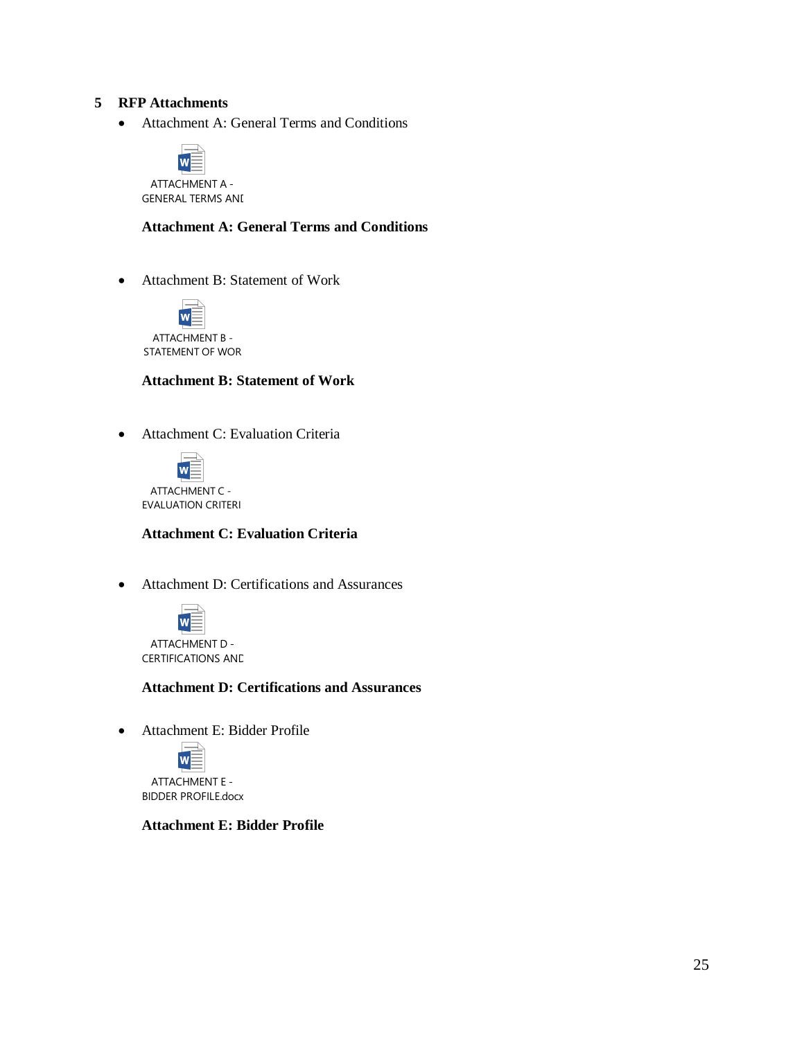## 5 RFP Attachments

- Attachment A: General Terms and Conditions

  ATTACHMENT A - GENERAL TERMS ANI

  **Attachment A: General Terms and Conditions**

- Attachment B: Statement of Work

  ATTACHMENT B - STATEMENT OF WOR

  **Attachment B: Statement of Work**

- Attachment C: Evaluation Criteria

  ATTACHMENT C - EVALUATION CRITERI

  **Attachment C: Evaluation Criteria**

- Attachment D: Certifications and Assurances

  ATTACHMENT D - CERTIFICATIONS ANI

  **Attachment D: Certifications and Assurances**

- Attachment E: Bidder Profile

  ATTACHMENT E - BIDDER PROFILE.docx

  **Attachment E: Bidder Profile**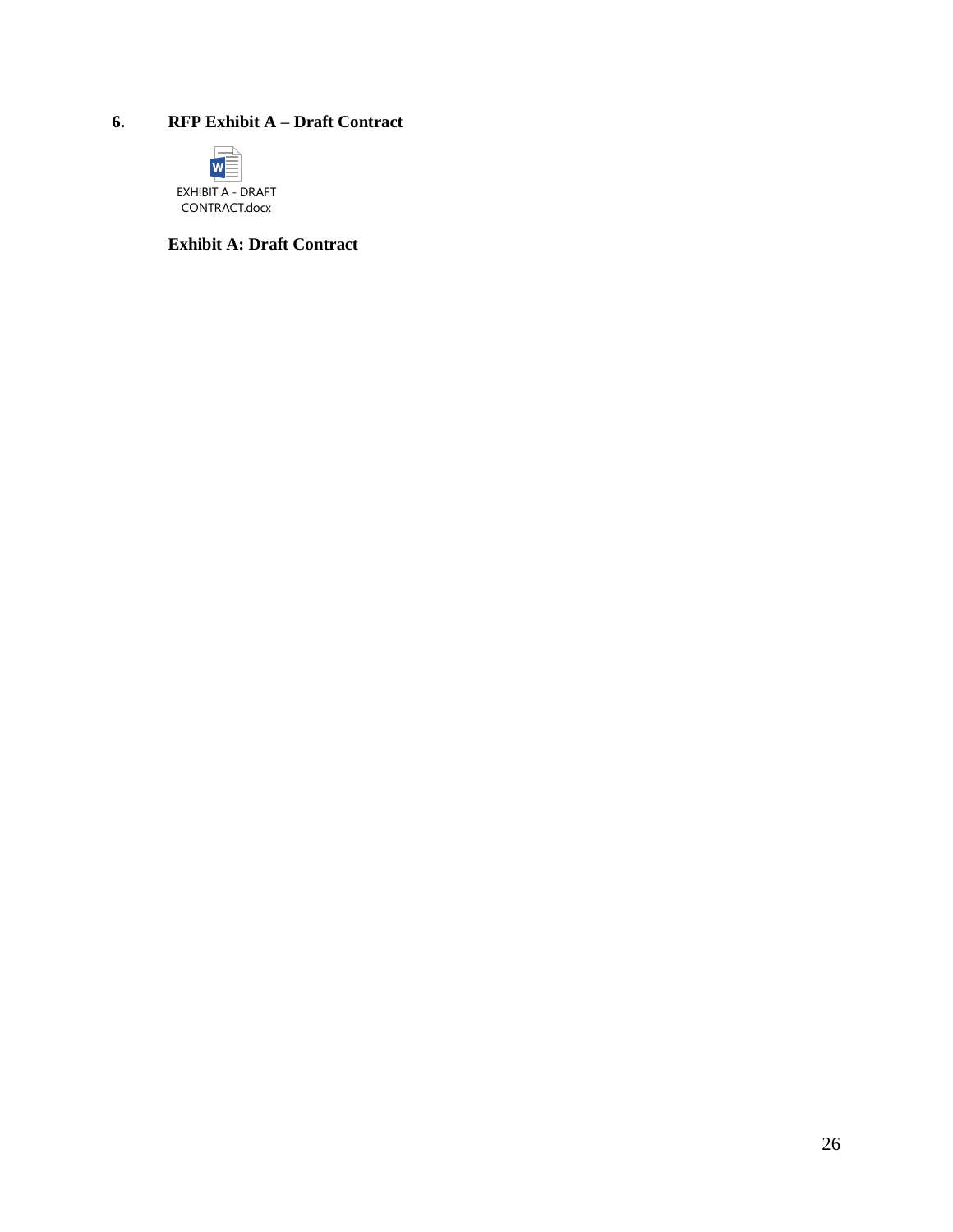## 6. RFP Exhibit A – Draft Contract

EXHIBIT A - DRAFT CONTRACT.docx

**Exhibit A: Draft Contract**